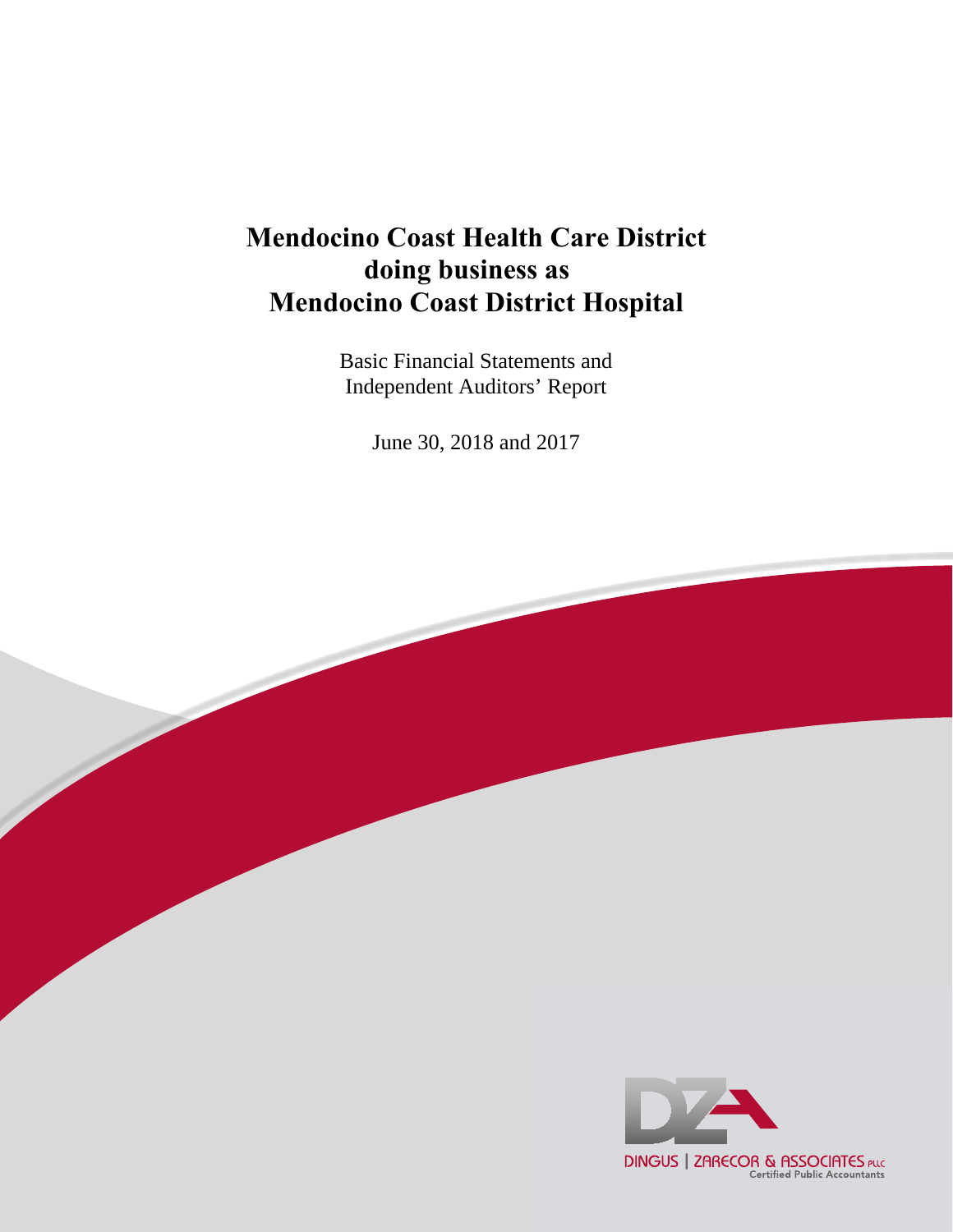# Mendocino Coast Health Care District doing business as Mendocino Coast District Hospital

Basic Financial Statements and
Independent Auditors' Report

June 30, 2018 and 2017

DINGUS | ZARECOR & ASSOCIATES PLLC
Certified Public Accountants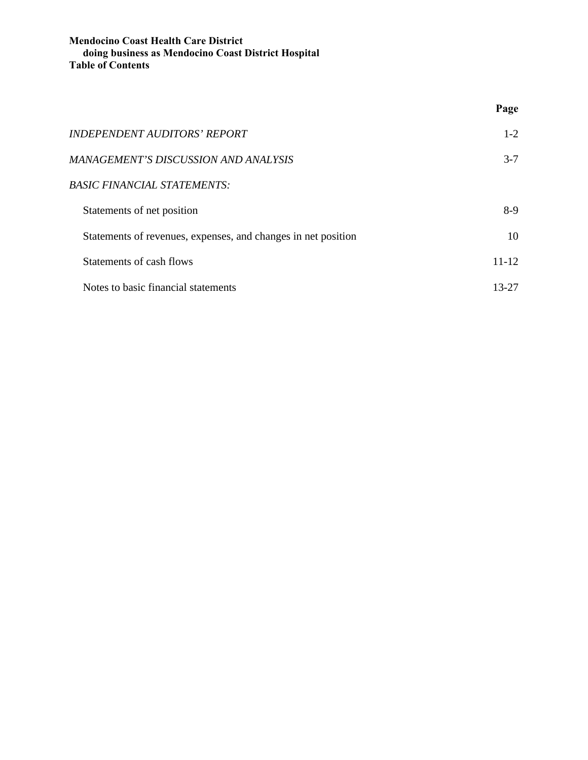**Mendocino Coast Health Care District**
**doing business as Mendocino Coast District Hospital**
**Table of Contents**

| | Page |
|---|---|
| *INDEPENDENT AUDITORS' REPORT* | 1-2 |
| *MANAGEMENT'S DISCUSSION AND ANALYSIS* | 3-7 |
| *BASIC FINANCIAL STATEMENTS:* | |
| Statements of net position | 8-9 |
| Statements of revenues, expenses, and changes in net position | 10 |
| Statements of cash flows | 11-12 |
| Notes to basic financial statements | 13-27 |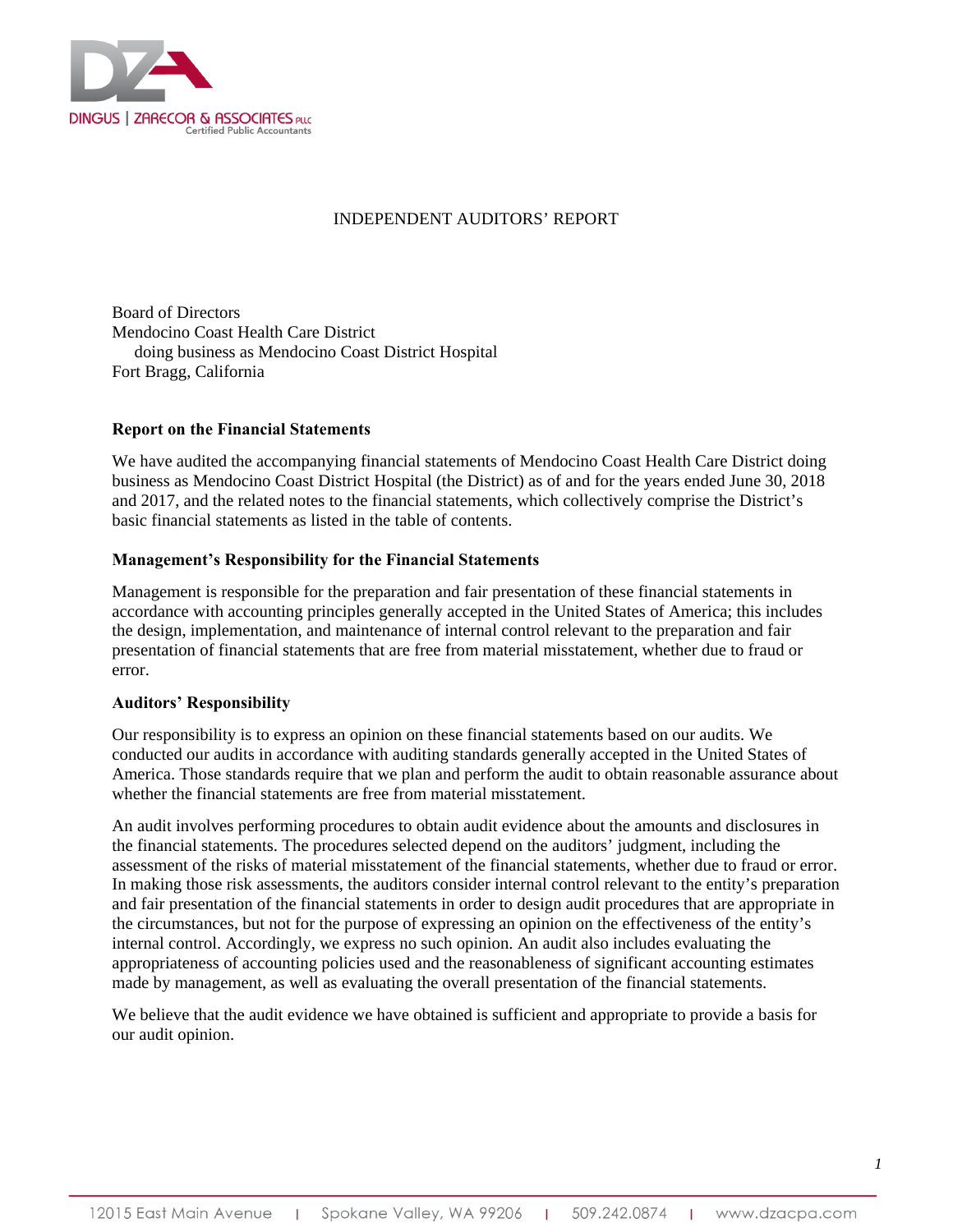# INDEPENDENT AUDITORS' REPORT

Board of Directors
Mendocino Coast Health Care District
doing business as Mendocino Coast District Hospital
Fort Bragg, California

**Report on the Financial Statements**

We have audited the accompanying financial statements of Mendocino Coast Health Care District doing business as Mendocino Coast District Hospital (the District) as of and for the years ended June 30, 2018 and 2017, and the related notes to the financial statements, which collectively comprise the District's basic financial statements as listed in the table of contents.

**Management's Responsibility for the Financial Statements**

Management is responsible for the preparation and fair presentation of these financial statements in accordance with accounting principles generally accepted in the United States of America; this includes the design, implementation, and maintenance of internal control relevant to the preparation and fair presentation of financial statements that are free from material misstatement, whether due to fraud or error.

**Auditors' Responsibility**

Our responsibility is to express an opinion on these financial statements based on our audits. We conducted our audits in accordance with auditing standards generally accepted in the United States of America. Those standards require that we plan and perform the audit to obtain reasonable assurance about whether the financial statements are free from material misstatement.

An audit involves performing procedures to obtain audit evidence about the amounts and disclosures in the financial statements. The procedures selected depend on the auditors' judgment, including the assessment of the risks of material misstatement of the financial statements, whether due to fraud or error. In making those risk assessments, the auditors consider internal control relevant to the entity's preparation and fair presentation of the financial statements in order to design audit procedures that are appropriate in the circumstances, but not for the purpose of expressing an opinion on the effectiveness of the entity's internal control. Accordingly, we express no such opinion. An audit also includes evaluating the appropriateness of accounting policies used and the reasonableness of significant accounting estimates made by management, as well as evaluating the overall presentation of the financial statements.

We believe that the audit evidence we have obtained is sufficient and appropriate to provide a basis for our audit opinion.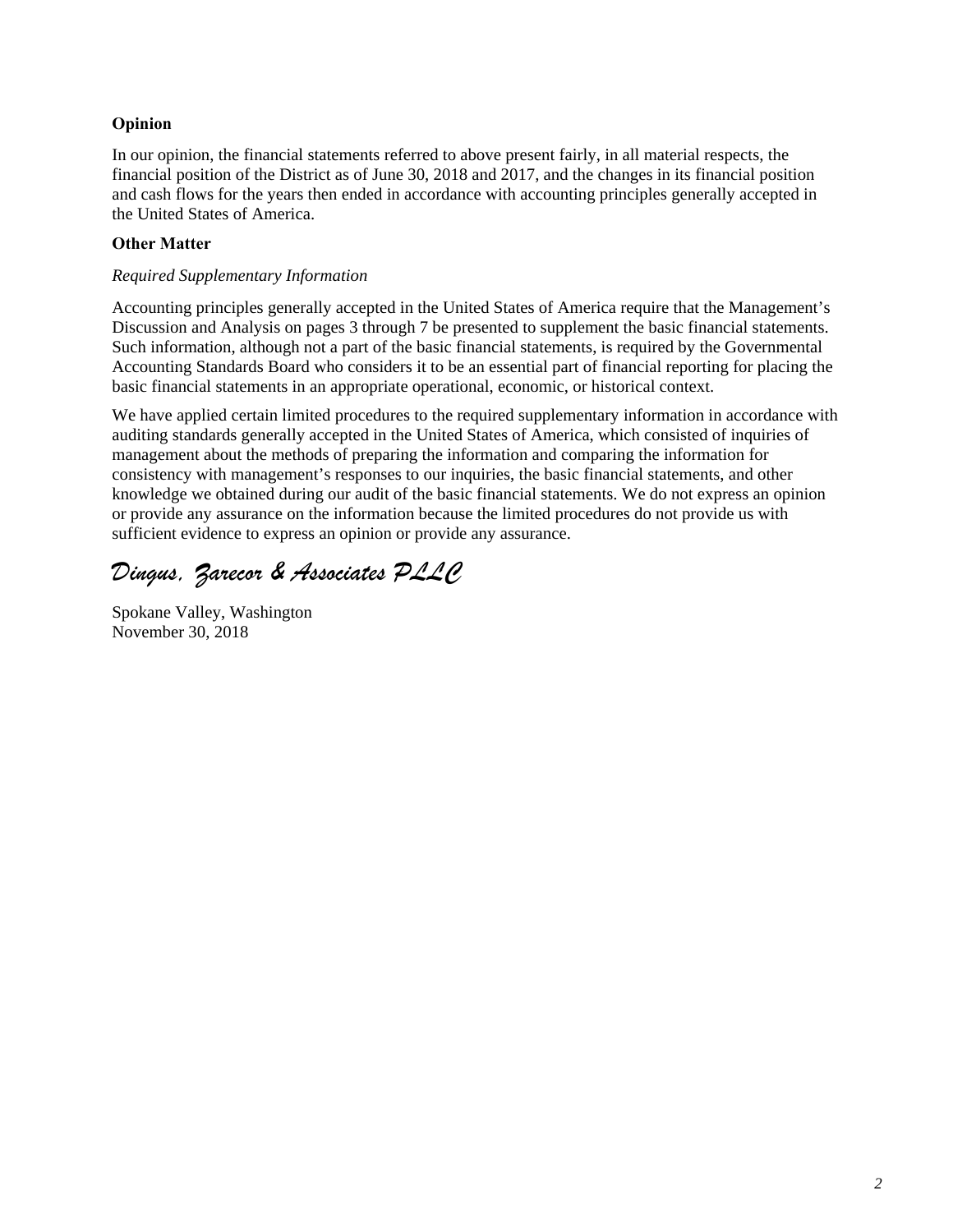### Opinion

In our opinion, the financial statements referred to above present fairly, in all material respects, the financial position of the District as of June 30, 2018 and 2017, and the changes in its financial position and cash flows for the years then ended in accordance with accounting principles generally accepted in the United States of America.

### Other Matter

*Required Supplementary Information*

Accounting principles generally accepted in the United States of America require that the Management's Discussion and Analysis on pages 3 through 7 be presented to supplement the basic financial statements. Such information, although not a part of the basic financial statements, is required by the Governmental Accounting Standards Board who considers it to be an essential part of financial reporting for placing the basic financial statements in an appropriate operational, economic, or historical context.

We have applied certain limited procedures to the required supplementary information in accordance with auditing standards generally accepted in the United States of America, which consisted of inquiries of management about the methods of preparing the information and comparing the information for consistency with management's responses to our inquiries, the basic financial statements, and other knowledge we obtained during our audit of the basic financial statements. We do not express an opinion or provide any assurance on the information because the limited procedures do not provide us with sufficient evidence to express an opinion or provide any assurance.

*Dingus, Zarecor & Associates PLLC*

Spokane Valley, Washington
November 30, 2018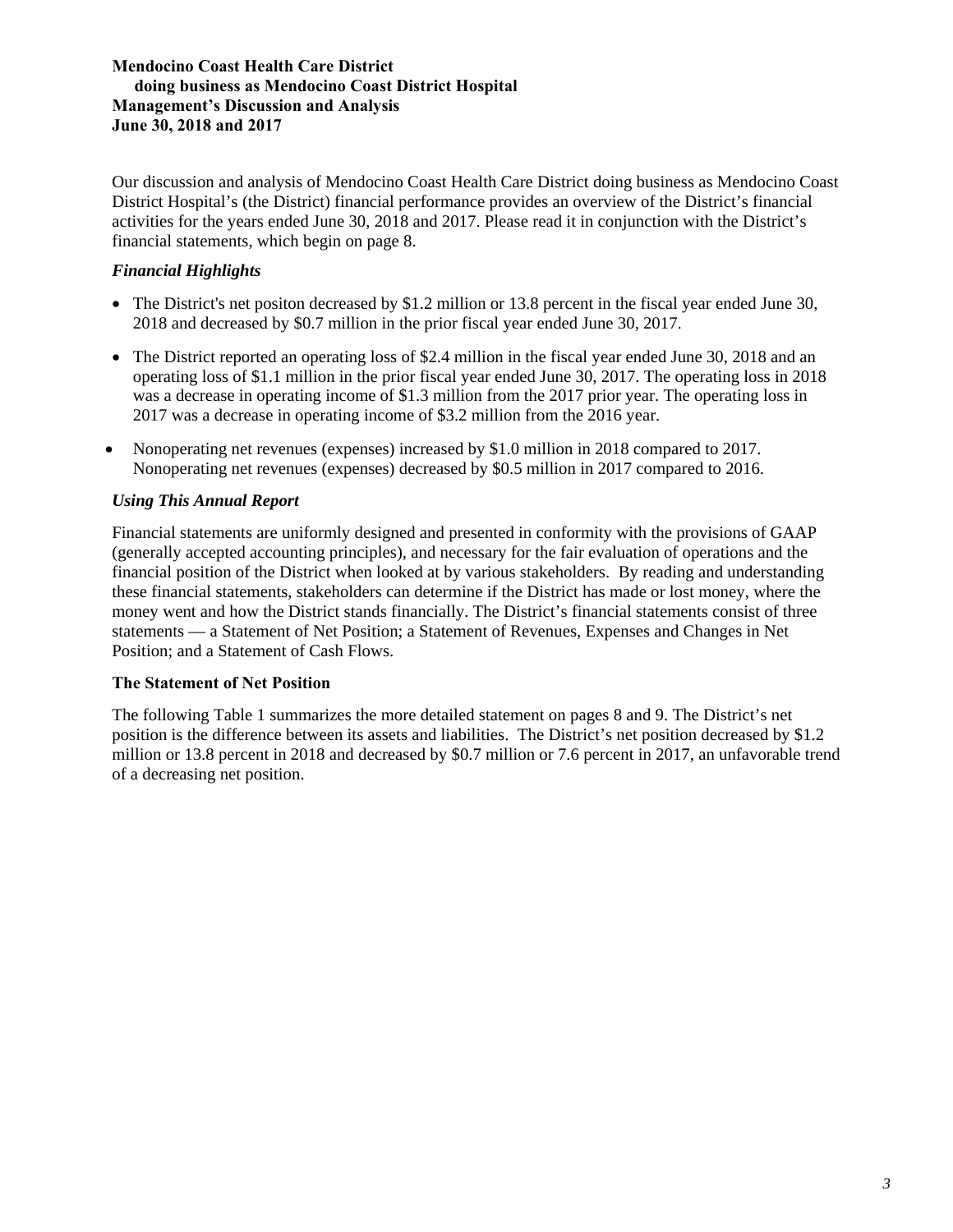**Mendocino Coast Health Care District**
**doing business as Mendocino Coast District Hospital**
**Management's Discussion and Analysis**
**June 30, 2018 and 2017**

Our discussion and analysis of Mendocino Coast Health Care District doing business as Mendocino Coast District Hospital's (the District) financial performance provides an overview of the District's financial activities for the years ended June 30, 2018 and 2017. Please read it in conjunction with the District's financial statements, which begin on page 8.

### *Financial Highlights*

- The District's net positon decreased by $1.2 million or 13.8 percent in the fiscal year ended June 30, 2018 and decreased by $0.7 million in the prior fiscal year ended June 30, 2017.
- The District reported an operating loss of $2.4 million in the fiscal year ended June 30, 2018 and an operating loss of $1.1 million in the prior fiscal year ended June 30, 2017. The operating loss in 2018 was a decrease in operating income of $1.3 million from the 2017 prior year. The operating loss in 2017 was a decrease in operating income of $3.2 million from the 2016 year.
- Nonoperating net revenues (expenses) increased by $1.0 million in 2018 compared to 2017. Nonoperating net revenues (expenses) decreased by $0.5 million in 2017 compared to 2016.

### *Using This Annual Report*

Financial statements are uniformly designed and presented in conformity with the provisions of GAAP (generally accepted accounting principles), and necessary for the fair evaluation of operations and the financial position of the District when looked at by various stakeholders. By reading and understanding these financial statements, stakeholders can determine if the District has made or lost money, where the money went and how the District stands financially. The District's financial statements consist of three statements — a Statement of Net Position; a Statement of Revenues, Expenses and Changes in Net Position; and a Statement of Cash Flows.

### The Statement of Net Position

The following Table 1 summarizes the more detailed statement on pages 8 and 9. The District's net position is the difference between its assets and liabilities. The District's net position decreased by $1.2 million or 13.8 percent in 2018 and decreased by $0.7 million or 7.6 percent in 2017, an unfavorable trend of a decreasing net position.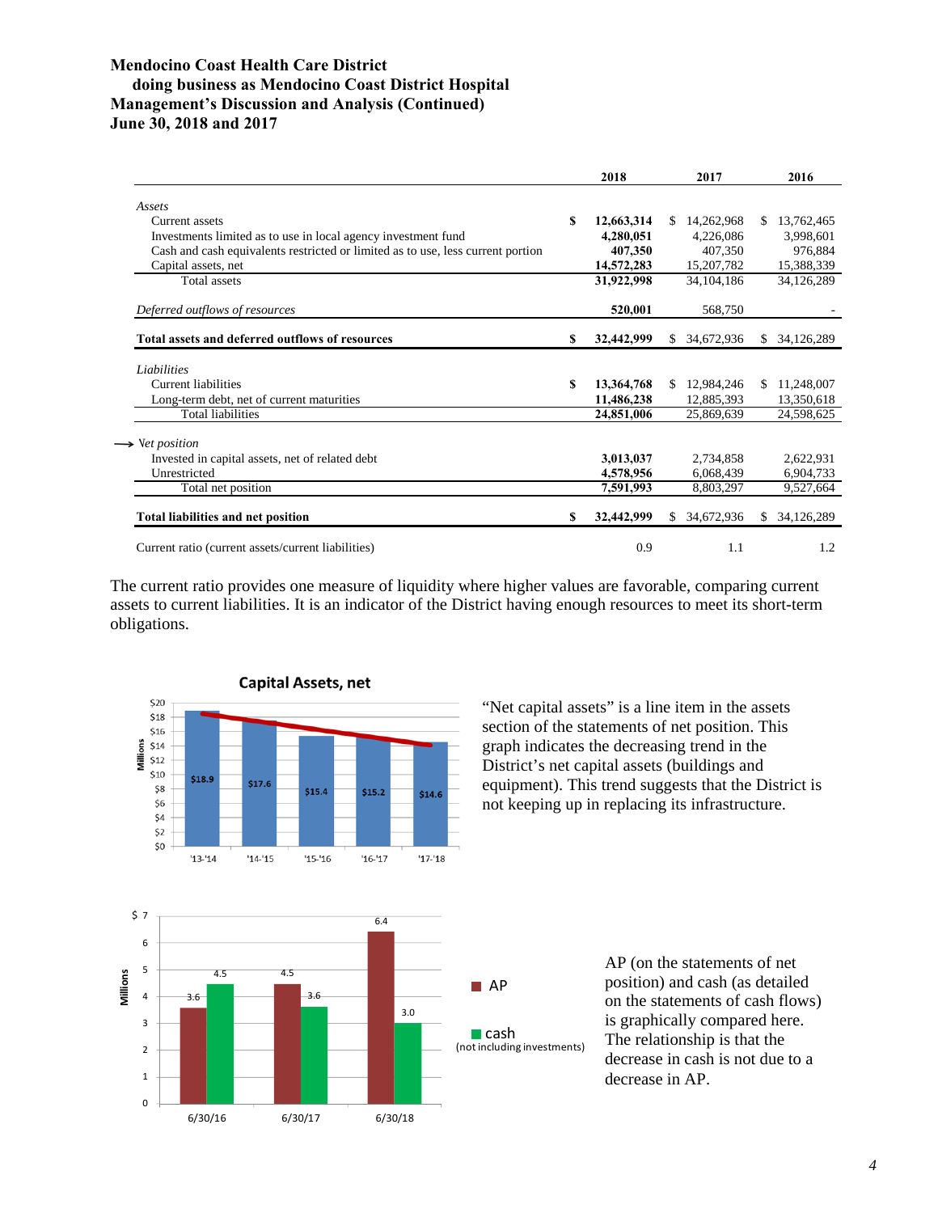# Mendocino Coast Health Care District
## doing business as Mendocino Coast District Hospital
## Management's Discussion and Analysis (Continued)
## June 30, 2018 and 2017

| | 2018 | 2017 | 2016 |
|---|---|---|---|
| *Assets* | | | |
| Current assets | **$ 12,663,314** | $ 14,262,968 | $ 13,762,465 |
| Investments limited as to use in local agency investment fund | **4,280,051** | 4,226,086 | 3,998,601 |
| Cash and cash equivalents restricted or limited as to use, less current portion | **407,350** | 407,350 | 976,884 |
| Capital assets, net | **14,572,283** | 15,207,782 | 15,388,339 |
| Total assets | **31,922,998** | 34,104,186 | 34,126,289 |
| *Deferred outflows of resources* | **520,001** | 568,750 | - |
| **Total assets and deferred outflows of resources** | **$ 32,442,999** | $ 34,672,936 | $ 34,126,289 |
| *Liabilities* | | | |
| Current liabilities | **$ 13,364,768** | $ 12,984,246 | $ 11,248,007 |
| Long-term debt, net of current maturities | **11,486,238** | 12,885,393 | 13,350,618 |
| Total liabilities | **24,851,006** | 25,869,639 | 24,598,625 |
| → *Net position* | | | |
| Invested in capital assets, net of related debt | **3,013,037** | 2,734,858 | 2,622,931 |
| Unrestricted | **4,578,956** | 6,068,439 | 6,904,733 |
| Total net position | **7,591,993** | 8,803,297 | 9,527,664 |
| **Total liabilities and net position** | **$ 32,442,999** | $ 34,672,936 | $ 34,126,289 |
| Current ratio (current assets/current liabilities) | 0.9 | 1.1 | 1.2 |

The current ratio provides one measure of liquidity where higher values are favorable, comparing current assets to current liabilities. It is an indicator of the District having enough resources to meet its short-term obligations.

**Capital Assets, net**

| Year | Capital Assets, net (Millions) |
|---|---|
| '13-'14 | $18.9 |
| '14-'15 | $17.6 |
| '15-'16 | $15.4 |
| '16-'17 | $15.2 |
| '17-'18 | $14.6 |

"Net capital assets" is a line item in the assets section of the statements of net position. This graph indicates the decreasing trend in the District's net capital assets (buildings and equipment). This trend suggests that the District is not keeping up in replacing its infrastructure.

| Date | AP (Millions) | cash (not including investments) (Millions) |
|---|---|---|
| 6/30/16 | 3.6 | 4.5 |
| 6/30/17 | 4.5 | 3.6 |
| 6/30/18 | 6.4 | 3.0 |

AP (on the statements of net position) and cash (as detailed on the statements of cash flows) is graphically compared here. The relationship is that the decrease in cash is not due to a decrease in AP.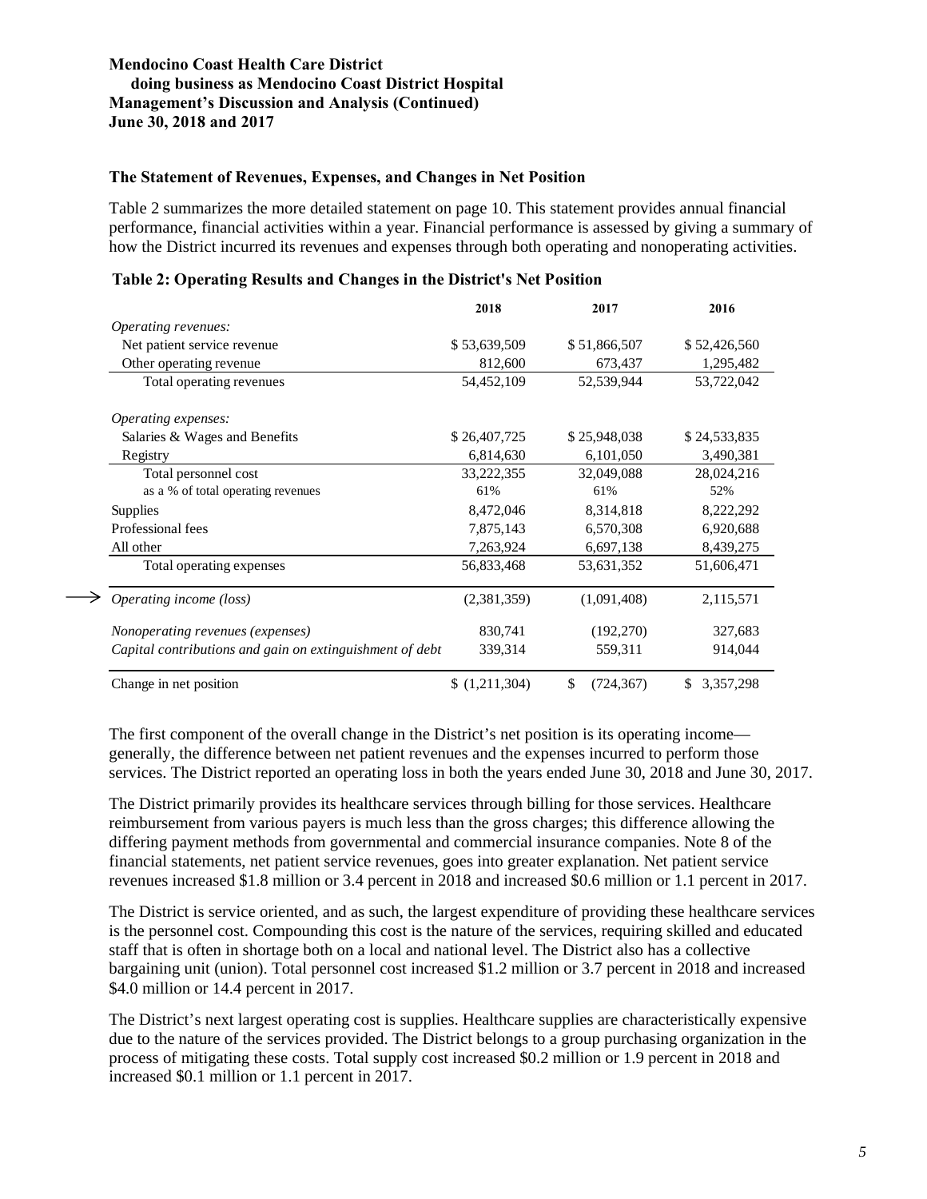**Mendocino Coast Health Care District**
**doing business as Mendocino Coast District Hospital**
**Management's Discussion and Analysis (Continued)**
**June 30, 2018 and 2017**

### The Statement of Revenues, Expenses, and Changes in Net Position

Table 2 summarizes the more detailed statement on page 10. This statement provides annual financial performance, financial activities within a year. Financial performance is assessed by giving a summary of how the District incurred its revenues and expenses through both operating and nonoperating activities.

**Table 2: Operating Results and Changes in the District's Net Position**

| | 2018 | 2017 | 2016 |
|---|---|---|---|
| *Operating revenues:* | | | |
| Net patient service revenue | $ 53,639,509 | $ 51,866,507 | $ 52,426,560 |
| Other operating revenue | 812,600 | 673,437 | 1,295,482 |
| Total operating revenues | 54,452,109 | 52,539,944 | 53,722,042 |
| *Operating expenses:* | | | |
| Salaries & Wages and Benefits | $ 26,407,725 | $ 25,948,038 | $ 24,533,835 |
| Registry | 6,814,630 | 6,101,050 | 3,490,381 |
| Total personnel cost | 33,222,355 | 32,049,088 | 28,024,216 |
| as a % of total operating revenues | 61% | 61% | 52% |
| Supplies | 8,472,046 | 8,314,818 | 8,222,292 |
| Professional fees | 7,875,143 | 6,570,308 | 6,920,688 |
| All other | 7,263,924 | 6,697,138 | 8,439,275 |
| Total operating expenses | 56,833,468 | 53,631,352 | 51,606,471 |
| *Operating income (loss)* | (2,381,359) | (1,091,408) | 2,115,571 |
| *Nonoperating revenues (expenses)* | 830,741 | (192,270) | 327,683 |
| *Capital contributions and gain on extinguishment of debt* | 339,314 | 559,311 | 914,044 |
| Change in net position | $ (1,211,304) | $ (724,367) | $ 3,357,298 |

The first component of the overall change in the District's net position is its operating income—generally, the difference between net patient revenues and the expenses incurred to perform those services. The District reported an operating loss in both the years ended June 30, 2018 and June 30, 2017.

The District primarily provides its healthcare services through billing for those services. Healthcare reimbursement from various payers is much less than the gross charges; this difference allowing the differing payment methods from governmental and commercial insurance companies. Note 8 of the financial statements, net patient service revenues, goes into greater explanation. Net patient service revenues increased $1.8 million or 3.4 percent in 2018 and increased $0.6 million or 1.1 percent in 2017.

The District is service oriented, and as such, the largest expenditure of providing these healthcare services is the personnel cost. Compounding this cost is the nature of the services, requiring skilled and educated staff that is often in shortage both on a local and national level. The District also has a collective bargaining unit (union). Total personnel cost increased $1.2 million or 3.7 percent in 2018 and increased $4.0 million or 14.4 percent in 2017.

The District's next largest operating cost is supplies. Healthcare supplies are characteristically expensive due to the nature of the services provided. The District belongs to a group purchasing organization in the process of mitigating these costs. Total supply cost increased $0.2 million or 1.9 percent in 2018 and increased $0.1 million or 1.1 percent in 2017.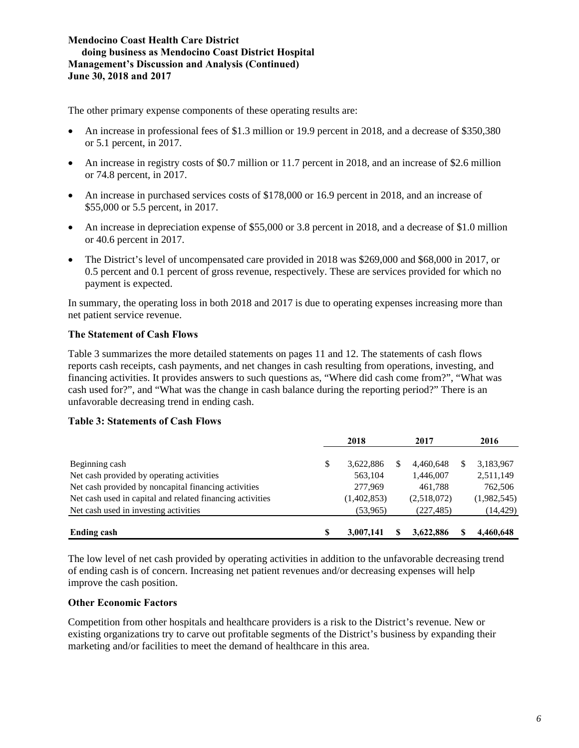**Mendocino Coast Health Care District**
**doing business as Mendocino Coast District Hospital**
**Management's Discussion and Analysis (Continued)**
**June 30, 2018 and 2017**

The other primary expense components of these operating results are:

- An increase in professional fees of $1.3 million or 19.9 percent in 2018, and a decrease of $350,380 or 5.1 percent, in 2017.
- An increase in registry costs of $0.7 million or 11.7 percent in 2018, and an increase of $2.6 million or 74.8 percent, in 2017.
- An increase in purchased services costs of $178,000 or 16.9 percent in 2018, and an increase of $55,000 or 5.5 percent, in 2017.
- An increase in depreciation expense of $55,000 or 3.8 percent in 2018, and a decrease of $1.0 million or 40.6 percent in 2017.
- The District's level of uncompensated care provided in 2018 was $269,000 and $68,000 in 2017, or 0.5 percent and 0.1 percent of gross revenue, respectively. These are services provided for which no payment is expected.

In summary, the operating loss in both 2018 and 2017 is due to operating expenses increasing more than net patient service revenue.

### The Statement of Cash Flows

Table 3 summarizes the more detailed statements on pages 11 and 12. The statements of cash flows reports cash receipts, cash payments, and net changes in cash resulting from operations, investing, and financing activities. It provides answers to such questions as, "Where did cash come from?", "What was cash used for?", and "What was the change in cash balance during the reporting period?" There is an unfavorable decreasing trend in ending cash.

**Table 3: Statements of Cash Flows**

| | 2018 | 2017 | 2016 |
|---|---|---|---|
| Beginning cash | $ 3,622,886 | $ 4,460,648 | $ 3,183,967 |
| Net cash provided by operating activities | 563,104 | 1,446,007 | 2,511,149 |
| Net cash provided by noncapital financing activities | 277,969 | 461,788 | 762,506 |
| Net cash used in capital and related financing activities | (1,402,853) | (2,518,072) | (1,982,545) |
| Net cash used in investing activities | (53,965) | (227,485) | (14,429) |
| **Ending cash** | **$ 3,007,141** | **$ 3,622,886** | **$ 4,460,648** |

The low level of net cash provided by operating activities in addition to the unfavorable decreasing trend of ending cash is of concern. Increasing net patient revenues and/or decreasing expenses will help improve the cash position.

### Other Economic Factors

Competition from other hospitals and healthcare providers is a risk to the District's revenue. New or existing organizations try to carve out profitable segments of the District's business by expanding their marketing and/or facilities to meet the demand of healthcare in this area.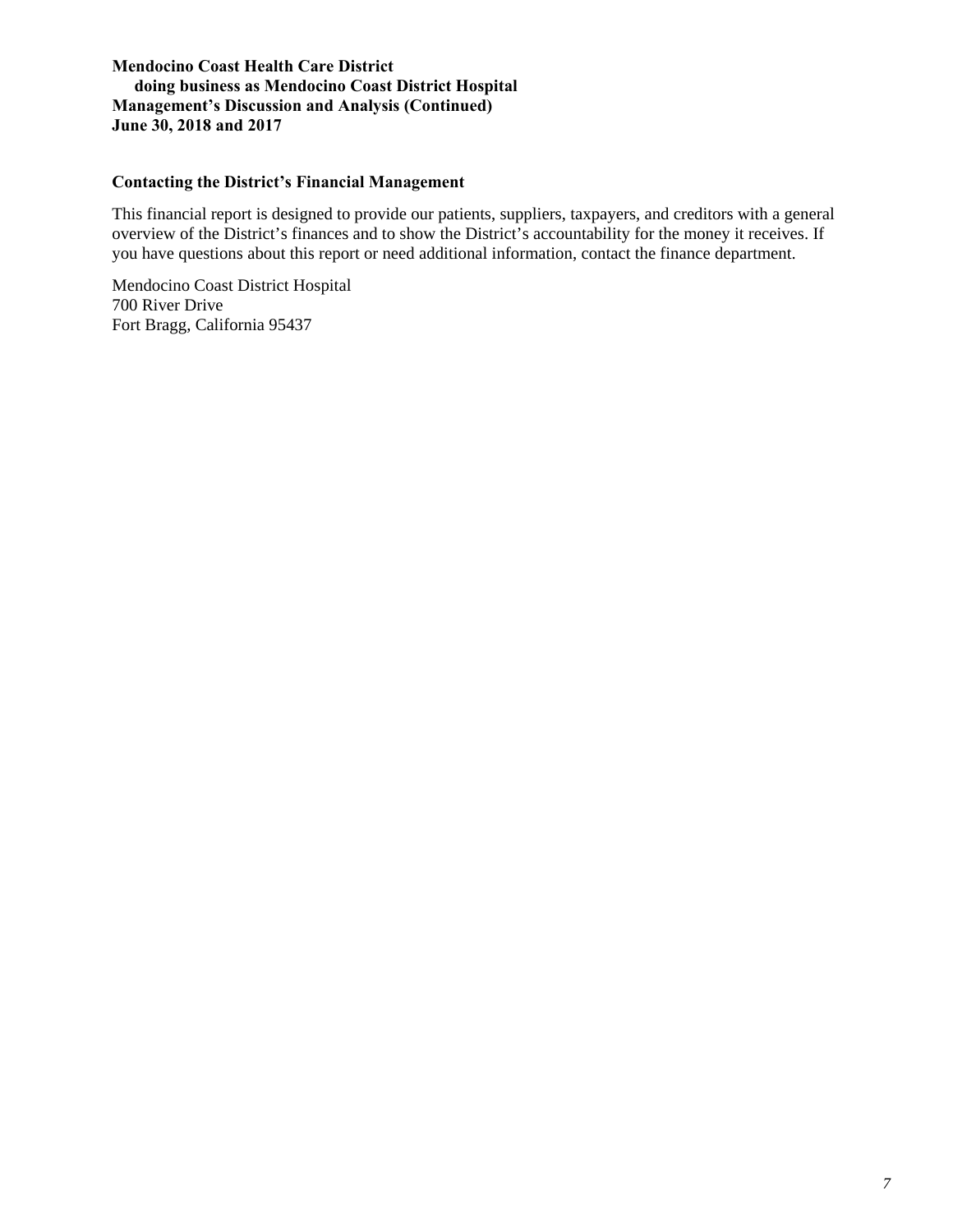## Contacting the District's Financial Management

This financial report is designed to provide our patients, suppliers, taxpayers, and creditors with a general overview of the District's finances and to show the District's accountability for the money it receives. If you have questions about this report or need additional information, contact the finance department.

Mendocino Coast District Hospital
700 River Drive
Fort Bragg, California 95437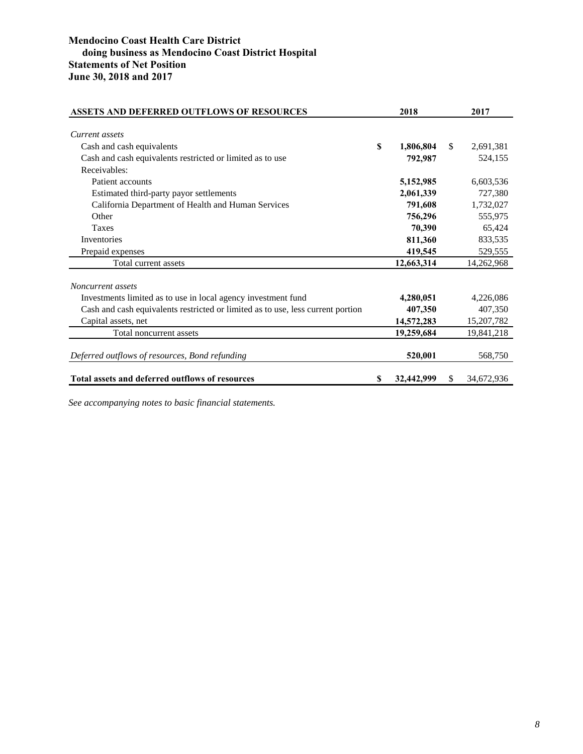**Mendocino Coast Health Care District**
**doing business as Mendocino Coast District Hospital**
**Statements of Net Position**
**June 30, 2018 and 2017**

| ASSETS AND DEFERRED OUTFLOWS OF RESOURCES | 2018 | 2017 |
|---|---|---|
| *Current assets* | | |
| Cash and cash equivalents | **$ 1,806,804** | $ 2,691,381 |
| Cash and cash equivalents restricted or limited as to use | **792,987** | 524,155 |
| Receivables: | | |
| Patient accounts | **5,152,985** | 6,603,536 |
| Estimated third-party payor settlements | **2,061,339** | 727,380 |
| California Department of Health and Human Services | **791,608** | 1,732,027 |
| Other | **756,296** | 555,975 |
| Taxes | **70,390** | 65,424 |
| Inventories | **811,360** | 833,535 |
| Prepaid expenses | **419,545** | 529,555 |
| Total current assets | **12,663,314** | 14,262,968 |
| *Noncurrent assets* | | |
| Investments limited as to use in local agency investment fund | **4,280,051** | 4,226,086 |
| Cash and cash equivalents restricted or limited as to use, less current portion | **407,350** | 407,350 |
| Capital assets, net | **14,572,283** | 15,207,782 |
| Total noncurrent assets | **19,259,684** | 19,841,218 |
| *Deferred outflows of resources, Bond refunding* | **520,001** | 568,750 |
| **Total assets and deferred outflows of resources** | **$ 32,442,999** | $ 34,672,936 |

*See accompanying notes to basic financial statements.*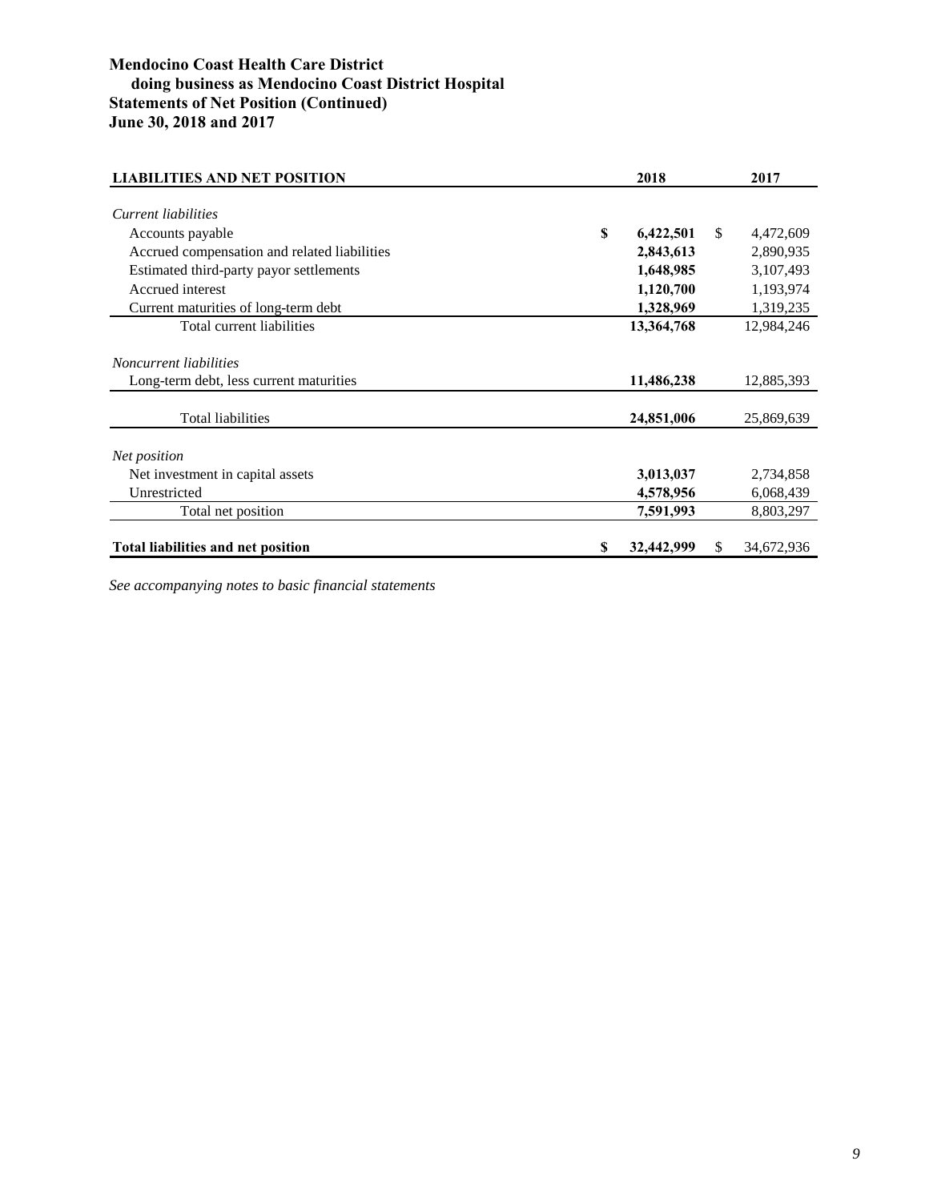# Mendocino Coast Health Care District
## doing business as Mendocino Coast District Hospital
## Statements of Net Position (Continued)
## June 30, 2018 and 2017

| LIABILITIES AND NET POSITION | 2018 | 2017 |
|---|---|---|
| *Current liabilities* | | |
| Accounts payable | **$ 6,422,501** | $ 4,472,609 |
| Accrued compensation and related liabilities | **2,843,613** | 2,890,935 |
| Estimated third-party payor settlements | **1,648,985** | 3,107,493 |
| Accrued interest | **1,120,700** | 1,193,974 |
| Current maturities of long-term debt | **1,328,969** | 1,319,235 |
| Total current liabilities | **13,364,768** | 12,984,246 |
| *Noncurrent liabilities* | | |
| Long-term debt, less current maturities | **11,486,238** | 12,885,393 |
| Total liabilities | **24,851,006** | 25,869,639 |
| *Net position* | | |
| Net investment in capital assets | **3,013,037** | 2,734,858 |
| Unrestricted | **4,578,956** | 6,068,439 |
| Total net position | **7,591,993** | 8,803,297 |
| **Total liabilities and net position** | **$ 32,442,999** | $ 34,672,936 |

*See accompanying notes to basic financial statements*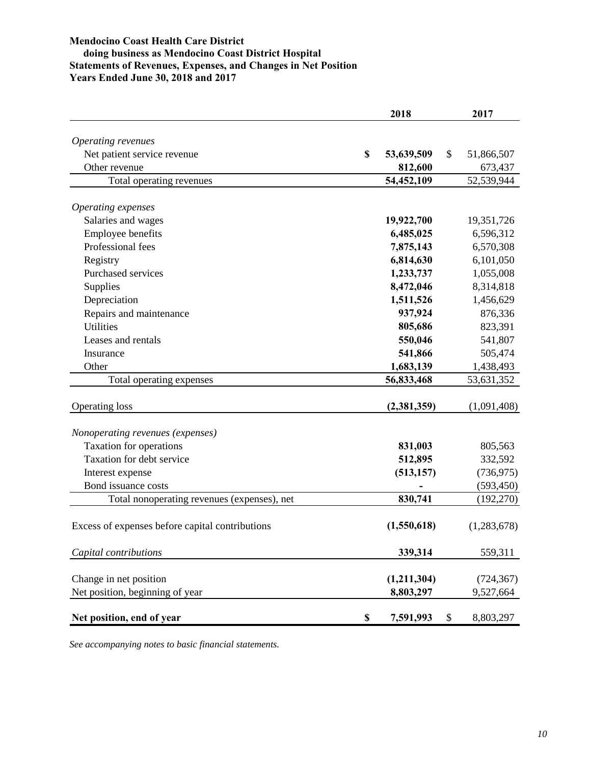**Mendocino Coast Health Care District**
**doing business as Mendocino Coast District Hospital**
**Statements of Revenues, Expenses, and Changes in Net Position**
**Years Ended June 30, 2018 and 2017**

| | 2018 | 2017 |
|---|---|---|
| *Operating revenues* | | |
| Net patient service revenue | **$ 53,639,509** | $ 51,866,507 |
| Other revenue | **812,600** | 673,437 |
| Total operating revenues | **54,452,109** | 52,539,944 |
| *Operating expenses* | | |
| Salaries and wages | **19,922,700** | 19,351,726 |
| Employee benefits | **6,485,025** | 6,596,312 |
| Professional fees | **7,875,143** | 6,570,308 |
| Registry | **6,814,630** | 6,101,050 |
| Purchased services | **1,233,737** | 1,055,008 |
| Supplies | **8,472,046** | 8,314,818 |
| Depreciation | **1,511,526** | 1,456,629 |
| Repairs and maintenance | **937,924** | 876,336 |
| Utilities | **805,686** | 823,391 |
| Leases and rentals | **550,046** | 541,807 |
| Insurance | **541,866** | 505,474 |
| Other | **1,683,139** | 1,438,493 |
| Total operating expenses | **56,833,468** | 53,631,352 |
| Operating loss | **(2,381,359)** | (1,091,408) |
| *Nonoperating revenues (expenses)* | | |
| Taxation for operations | **831,003** | 805,563 |
| Taxation for debt service | **512,895** | 332,592 |
| Interest expense | **(513,157)** | (736,975) |
| Bond issuance costs | **-** | (593,450) |
| Total nonoperating revenues (expenses), net | **830,741** | (192,270) |
| Excess of expenses before capital contributions | **(1,550,618)** | (1,283,678) |
| *Capital contributions* | **339,314** | 559,311 |
| Change in net position | **(1,211,304)** | (724,367) |
| Net position, beginning of year | **8,803,297** | 9,527,664 |
| **Net position, end of year** | **$ 7,591,993** | $ 8,803,297 |

*See accompanying notes to basic financial statements.*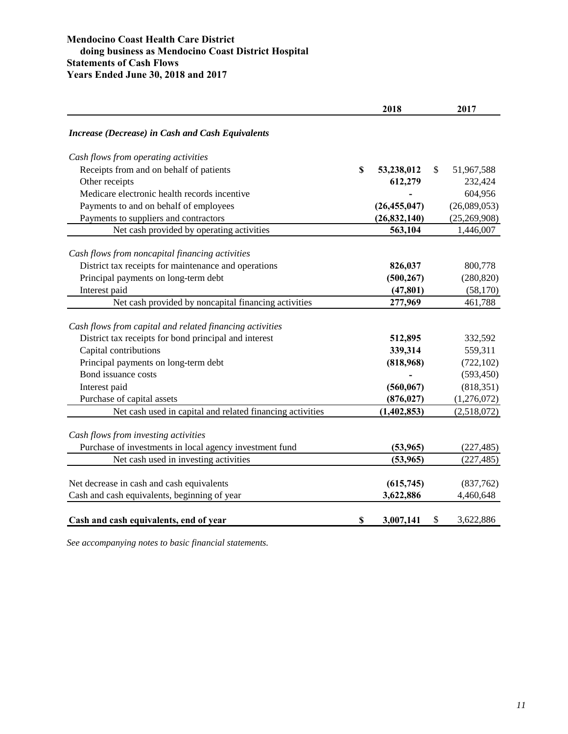**Mendocino Coast Health Care District**
**doing business as Mendocino Coast District Hospital**
**Statements of Cash Flows**
**Years Ended June 30, 2018 and 2017**

| | 2018 | 2017 |
|---|---|---|
| ***Increase (Decrease) in Cash and Cash Equivalents*** | | |
| *Cash flows from operating activities* | | |
| Receipts from and on behalf of patients | **$ 53,238,012** | $ 51,967,588 |
| Other receipts | **612,279** | 232,424 |
| Medicare electronic health records incentive | **-** | 604,956 |
| Payments to and on behalf of employees | **(26,455,047)** | (26,089,053) |
| Payments to suppliers and contractors | **(26,832,140)** | (25,269,908) |
| Net cash provided by operating activities | **563,104** | 1,446,007 |
| *Cash flows from noncapital financing activities* | | |
| District tax receipts for maintenance and operations | **826,037** | 800,778 |
| Principal payments on long-term debt | **(500,267)** | (280,820) |
| Interest paid | **(47,801)** | (58,170) |
| Net cash provided by noncapital financing activities | **277,969** | 461,788 |
| *Cash flows from capital and related financing activities* | | |
| District tax receipts for bond principal and interest | **512,895** | 332,592 |
| Capital contributions | **339,314** | 559,311 |
| Principal payments on long-term debt | **(818,968)** | (722,102) |
| Bond issuance costs | **-** | (593,450) |
| Interest paid | **(560,067)** | (818,351) |
| Purchase of capital assets | **(876,027)** | (1,276,072) |
| Net cash used in capital and related financing activities | **(1,402,853)** | (2,518,072) |
| *Cash flows from investing activities* | | |
| Purchase of investments in local agency investment fund | **(53,965)** | (227,485) |
| Net cash used in investing activities | **(53,965)** | (227,485) |
| Net decrease in cash and cash equivalents | **(615,745)** | (837,762) |
| Cash and cash equivalents, beginning of year | **3,622,886** | 4,460,648 |
| **Cash and cash equivalents, end of year** | **$ 3,007,141** | $ 3,622,886 |

*See accompanying notes to basic financial statements.*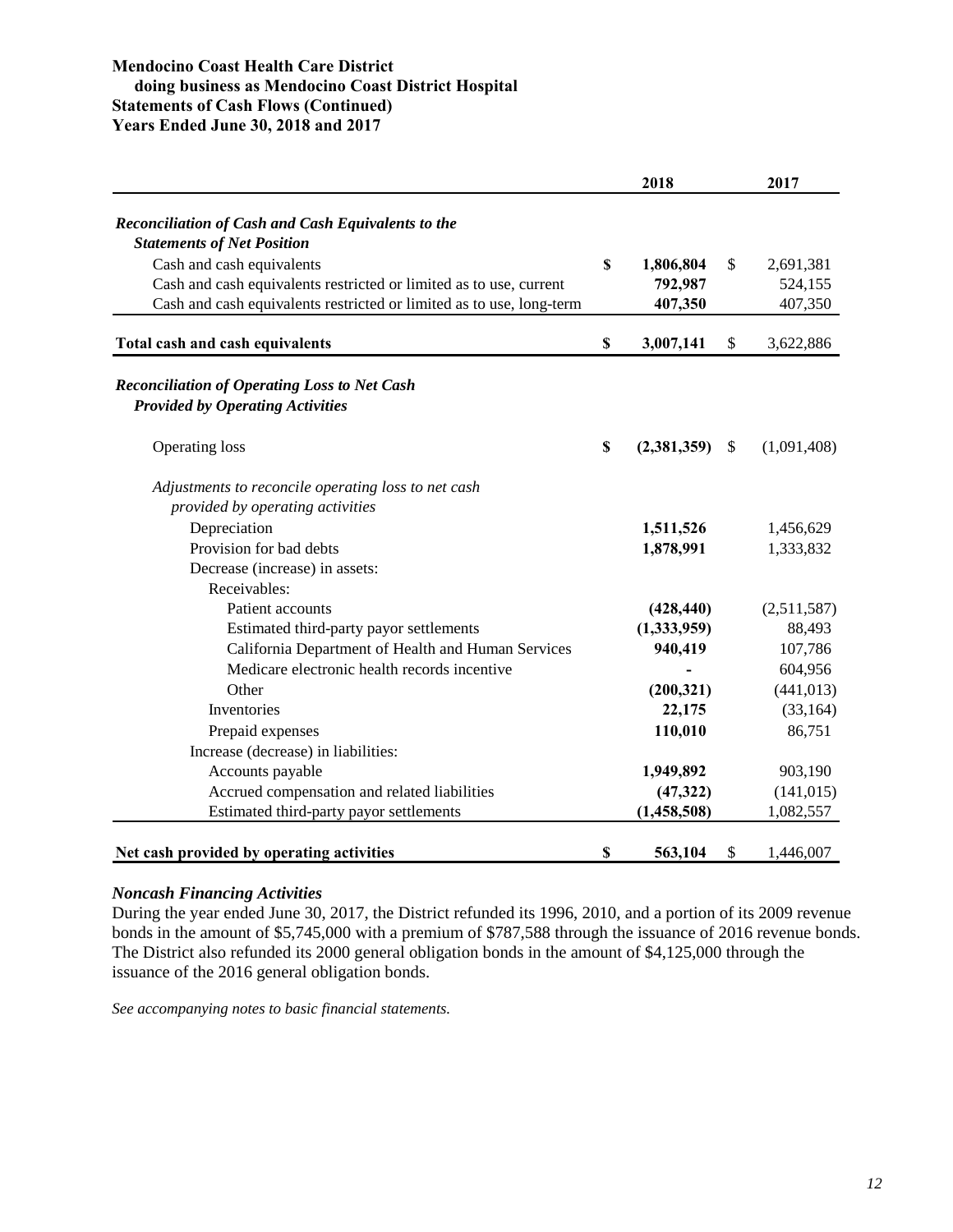**Mendocino Coast Health Care District**
**doing business as Mendocino Coast District Hospital**
**Statements of Cash Flows (Continued)**
**Years Ended June 30, 2018 and 2017**

| | 2018 | 2017 |
|---|---|---|
| ***Reconciliation of Cash and Cash Equivalents to the Statements of Net Position*** | | |
| Cash and cash equivalents | **$ 1,806,804** | $ 2,691,381 |
| Cash and cash equivalents restricted or limited as to use, current | **792,987** | 524,155 |
| Cash and cash equivalents restricted or limited as to use, long-term | **407,350** | 407,350 |
| **Total cash and cash equivalents** | **$ 3,007,141** | $ 3,622,886 |
| ***Reconciliation of Operating Loss to Net Cash Provided by Operating Activities*** | | |
| Operating loss | **$ (2,381,359)** | $ (1,091,408) |
| *Adjustments to reconcile operating loss to net cash provided by operating activities* | | |
| Depreciation | **1,511,526** | 1,456,629 |
| Provision for bad debts | **1,878,991** | 1,333,832 |
| Decrease (increase) in assets: | | |
| Receivables: | | |
| Patient accounts | **(428,440)** | (2,511,587) |
| Estimated third-party payor settlements | **(1,333,959)** | 88,493 |
| California Department of Health and Human Services | **940,419** | 107,786 |
| Medicare electronic health records incentive | **-** | 604,956 |
| Other | **(200,321)** | (441,013) |
| Inventories | **22,175** | (33,164) |
| Prepaid expenses | **110,010** | 86,751 |
| Increase (decrease) in liabilities: | | |
| Accounts payable | **1,949,892** | 903,190 |
| Accrued compensation and related liabilities | **(47,322)** | (141,015) |
| Estimated third-party payor settlements | **(1,458,508)** | 1,082,557 |
| **Net cash provided by operating activities** | **$ 563,104** | $ 1,446,007 |

***Noncash Financing Activities***

During the year ended June 30, 2017, the District refunded its 1996, 2010, and a portion of its 2009 revenue bonds in the amount of $5,745,000 with a premium of $787,588 through the issuance of 2016 revenue bonds. The District also refunded its 2000 general obligation bonds in the amount of $4,125,000 through the issuance of the 2016 general obligation bonds.

*See accompanying notes to basic financial statements.*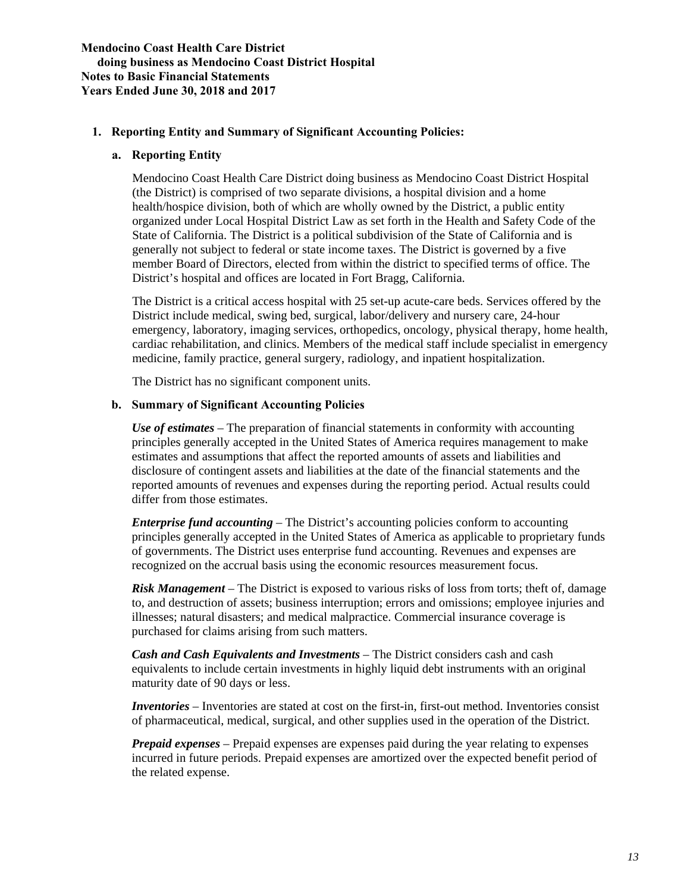**Mendocino Coast Health Care District**
**doing business as Mendocino Coast District Hospital**
**Notes to Basic Financial Statements**
**Years Ended June 30, 2018 and 2017**

## 1. Reporting Entity and Summary of Significant Accounting Policies:

### a. Reporting Entity

Mendocino Coast Health Care District doing business as Mendocino Coast District Hospital (the District) is comprised of two separate divisions, a hospital division and a home health/hospice division, both of which are wholly owned by the District, a public entity organized under Local Hospital District Law as set forth in the Health and Safety Code of the State of California. The District is a political subdivision of the State of California and is generally not subject to federal or state income taxes. The District is governed by a five member Board of Directors, elected from within the district to specified terms of office. The District's hospital and offices are located in Fort Bragg, California.

The District is a critical access hospital with 25 set-up acute-care beds. Services offered by the District include medical, swing bed, surgical, labor/delivery and nursery care, 24-hour emergency, laboratory, imaging services, orthopedics, oncology, physical therapy, home health, cardiac rehabilitation, and clinics. Members of the medical staff include specialist in emergency medicine, family practice, general surgery, radiology, and inpatient hospitalization.

The District has no significant component units.

### b. Summary of Significant Accounting Policies

***Use of estimates*** – The preparation of financial statements in conformity with accounting principles generally accepted in the United States of America requires management to make estimates and assumptions that affect the reported amounts of assets and liabilities and disclosure of contingent assets and liabilities at the date of the financial statements and the reported amounts of revenues and expenses during the reporting period. Actual results could differ from those estimates.

***Enterprise fund accounting*** – The District's accounting policies conform to accounting principles generally accepted in the United States of America as applicable to proprietary funds of governments. The District uses enterprise fund accounting. Revenues and expenses are recognized on the accrual basis using the economic resources measurement focus.

***Risk Management*** – The District is exposed to various risks of loss from torts; theft of, damage to, and destruction of assets; business interruption; errors and omissions; employee injuries and illnesses; natural disasters; and medical malpractice. Commercial insurance coverage is purchased for claims arising from such matters.

***Cash and Cash Equivalents and Investments*** – The District considers cash and cash equivalents to include certain investments in highly liquid debt instruments with an original maturity date of 90 days or less.

***Inventories*** – Inventories are stated at cost on the first-in, first-out method. Inventories consist of pharmaceutical, medical, surgical, and other supplies used in the operation of the District.

***Prepaid expenses*** – Prepaid expenses are expenses paid during the year relating to expenses incurred in future periods. Prepaid expenses are amortized over the expected benefit period of the related expense.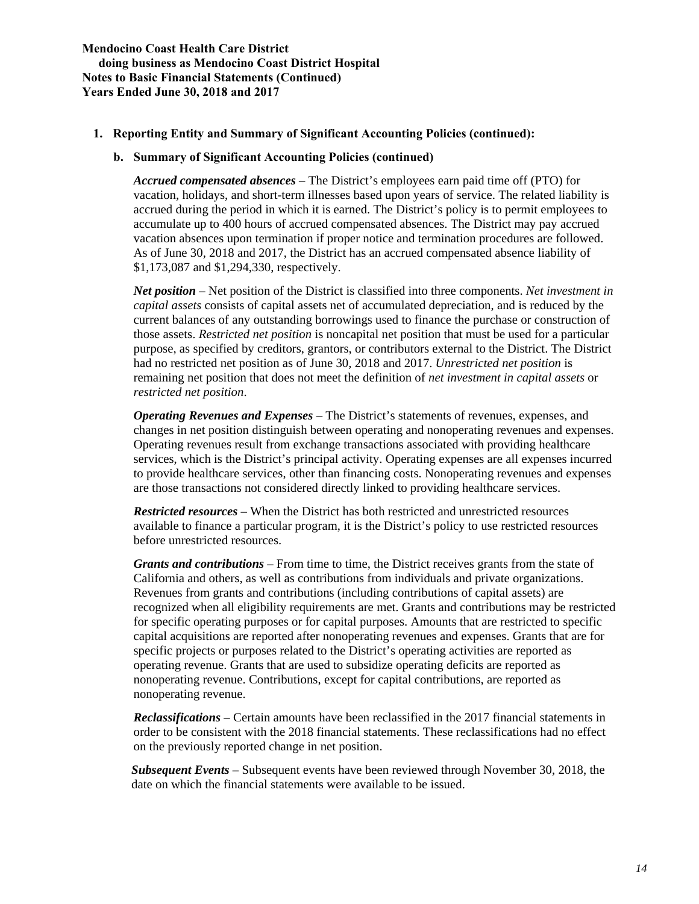## 1. Reporting Entity and Summary of Significant Accounting Policies (continued):

### b. Summary of Significant Accounting Policies (continued)

***Accrued compensated absences*** – The District's employees earn paid time off (PTO) for vacation, holidays, and short-term illnesses based upon years of service. The related liability is accrued during the period in which it is earned. The District's policy is to permit employees to accumulate up to 400 hours of accrued compensated absences. The District may pay accrued vacation absences upon termination if proper notice and termination procedures are followed. As of June 30, 2018 and 2017, the District has an accrued compensated absence liability of $1,173,087 and $1,294,330, respectively.

***Net position*** – Net position of the District is classified into three components. *Net investment in capital assets* consists of capital assets net of accumulated depreciation, and is reduced by the current balances of any outstanding borrowings used to finance the purchase or construction of those assets. *Restricted net position* is noncapital net position that must be used for a particular purpose, as specified by creditors, grantors, or contributors external to the District. The District had no restricted net position as of June 30, 2018 and 2017. *Unrestricted net position* is remaining net position that does not meet the definition of *net investment in capital assets* or *restricted net position*.

***Operating Revenues and Expenses*** – The District's statements of revenues, expenses, and changes in net position distinguish between operating and nonoperating revenues and expenses. Operating revenues result from exchange transactions associated with providing healthcare services, which is the District's principal activity. Operating expenses are all expenses incurred to provide healthcare services, other than financing costs. Nonoperating revenues and expenses are those transactions not considered directly linked to providing healthcare services.

***Restricted resources*** – When the District has both restricted and unrestricted resources available to finance a particular program, it is the District's policy to use restricted resources before unrestricted resources.

***Grants and contributions*** – From time to time, the District receives grants from the state of California and others, as well as contributions from individuals and private organizations. Revenues from grants and contributions (including contributions of capital assets) are recognized when all eligibility requirements are met. Grants and contributions may be restricted for specific operating purposes or for capital purposes. Amounts that are restricted to specific capital acquisitions are reported after nonoperating revenues and expenses. Grants that are for specific projects or purposes related to the District's operating activities are reported as operating revenue. Grants that are used to subsidize operating deficits are reported as nonoperating revenue. Contributions, except for capital contributions, are reported as nonoperating revenue.

***Reclassifications*** – Certain amounts have been reclassified in the 2017 financial statements in order to be consistent with the 2018 financial statements. These reclassifications had no effect on the previously reported change in net position.

***Subsequent Events*** – Subsequent events have been reviewed through November 30, 2018, the date on which the financial statements were available to be issued.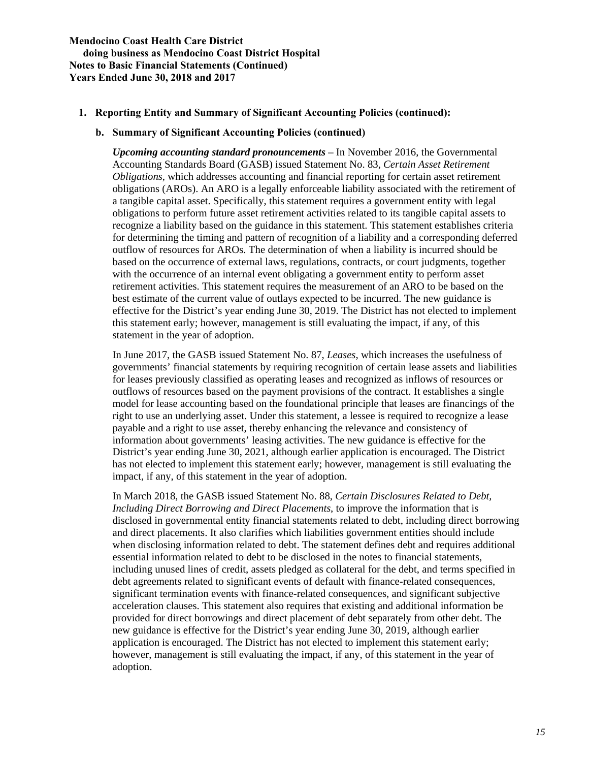**Mendocino Coast Health Care District**
**doing business as Mendocino Coast District Hospital**
**Notes to Basic Financial Statements (Continued)**
**Years Ended June 30, 2018 and 2017**

## 1. Reporting Entity and Summary of Significant Accounting Policies (continued):

### b. Summary of Significant Accounting Policies (continued)

***Upcoming accounting standard pronouncements –*** In November 2016, the Governmental Accounting Standards Board (GASB) issued Statement No. 83, *Certain Asset Retirement Obligations*, which addresses accounting and financial reporting for certain asset retirement obligations (AROs). An ARO is a legally enforceable liability associated with the retirement of a tangible capital asset. Specifically, this statement requires a government entity with legal obligations to perform future asset retirement activities related to its tangible capital assets to recognize a liability based on the guidance in this statement. This statement establishes criteria for determining the timing and pattern of recognition of a liability and a corresponding deferred outflow of resources for AROs. The determination of when a liability is incurred should be based on the occurrence of external laws, regulations, contracts, or court judgments, together with the occurrence of an internal event obligating a government entity to perform asset retirement activities. This statement requires the measurement of an ARO to be based on the best estimate of the current value of outlays expected to be incurred. The new guidance is effective for the District's year ending June 30, 2019. The District has not elected to implement this statement early; however, management is still evaluating the impact, if any, of this statement in the year of adoption.

In June 2017, the GASB issued Statement No. 87, *Leases*, which increases the usefulness of governments' financial statements by requiring recognition of certain lease assets and liabilities for leases previously classified as operating leases and recognized as inflows of resources or outflows of resources based on the payment provisions of the contract. It establishes a single model for lease accounting based on the foundational principle that leases are financings of the right to use an underlying asset. Under this statement, a lessee is required to recognize a lease payable and a right to use asset, thereby enhancing the relevance and consistency of information about governments' leasing activities. The new guidance is effective for the District's year ending June 30, 2021, although earlier application is encouraged. The District has not elected to implement this statement early; however, management is still evaluating the impact, if any, of this statement in the year of adoption.

In March 2018, the GASB issued Statement No. 88, *Certain Disclosures Related to Debt, Including Direct Borrowing and Direct Placements*, to improve the information that is disclosed in governmental entity financial statements related to debt, including direct borrowing and direct placements. It also clarifies which liabilities government entities should include when disclosing information related to debt. The statement defines debt and requires additional essential information related to debt to be disclosed in the notes to financial statements, including unused lines of credit, assets pledged as collateral for the debt, and terms specified in debt agreements related to significant events of default with finance-related consequences, significant termination events with finance-related consequences, and significant subjective acceleration clauses. This statement also requires that existing and additional information be provided for direct borrowings and direct placement of debt separately from other debt. The new guidance is effective for the District's year ending June 30, 2019, although earlier application is encouraged. The District has not elected to implement this statement early; however, management is still evaluating the impact, if any, of this statement in the year of adoption.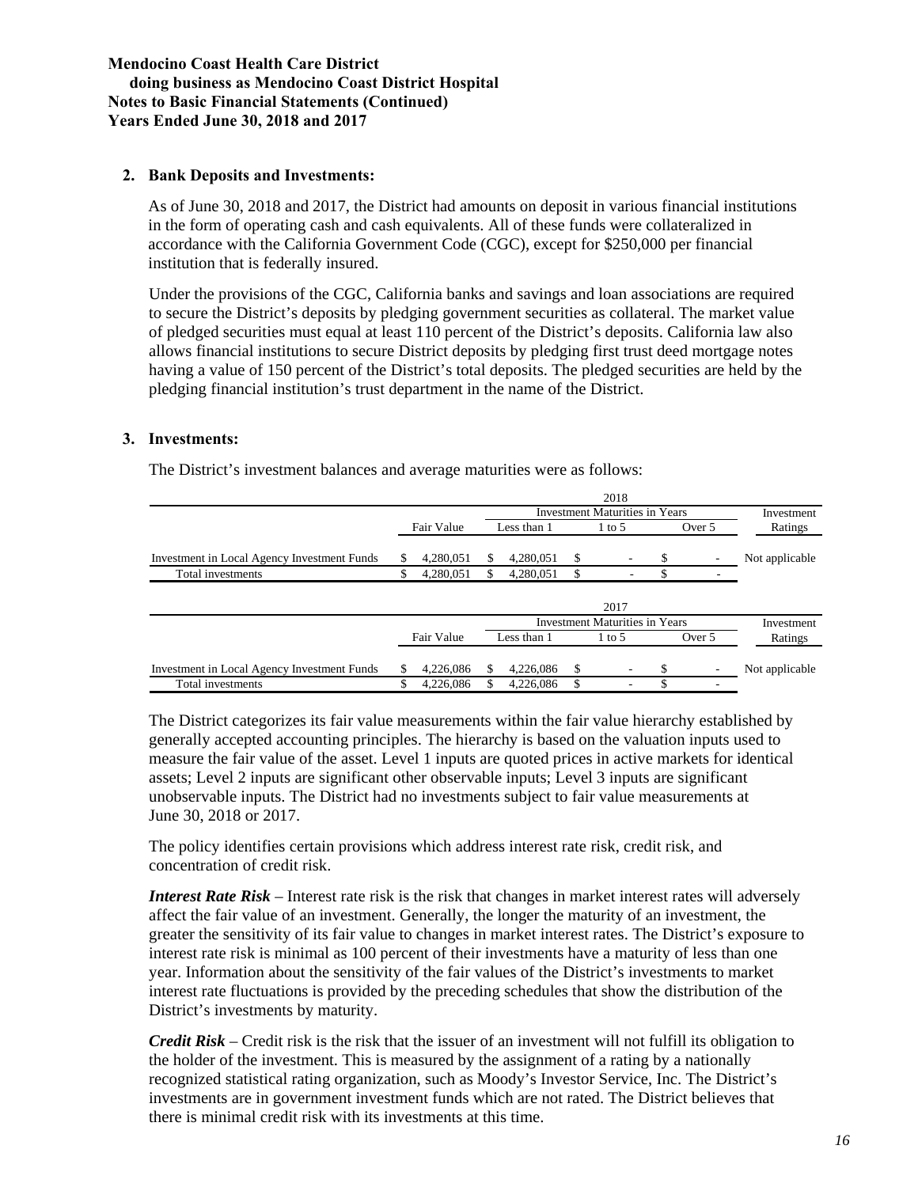**Mendocino Coast Health Care District**
**doing business as Mendocino Coast District Hospital**
**Notes to Basic Financial Statements (Continued)**
**Years Ended June 30, 2018 and 2017**

**2. Bank Deposits and Investments:**

As of June 30, 2018 and 2017, the District had amounts on deposit in various financial institutions in the form of operating cash and cash equivalents. All of these funds were collateralized in accordance with the California Government Code (CGC), except for $250,000 per financial institution that is federally insured.

Under the provisions of the CGC, California banks and savings and loan associations are required to secure the District's deposits by pledging government securities as collateral. The market value of pledged securities must equal at least 110 percent of the District's deposits. California law also allows financial institutions to secure District deposits by pledging first trust deed mortgage notes having a value of 150 percent of the District's total deposits. The pledged securities are held by the pledging financial institution's trust department in the name of the District.

**3. Investments:**

The District's investment balances and average maturities were as follows:

| 2018 | | | | | |
|---|---|---|---|---|---|
| | | Investment Maturities in Years | | | Investment |
| | Fair Value | Less than 1 | 1 to 5 | Over 5 | Ratings |
| Investment in Local Agency Investment Funds | $ 4,280,051 | $ 4,280,051 | $ - | $ - | Not applicable |
| Total investments | $ 4,280,051 | $ 4,280,051 | $ - | $ - | |

| 2017 | | | | | |
|---|---|---|---|---|---|
| | | Investment Maturities in Years | | | Investment |
| | Fair Value | Less than 1 | 1 to 5 | Over 5 | Ratings |
| Investment in Local Agency Investment Funds | $ 4,226,086 | $ 4,226,086 | $ - | $ - | Not applicable |
| Total investments | $ 4,226,086 | $ 4,226,086 | $ - | $ - | |

The District categorizes its fair value measurements within the fair value hierarchy established by generally accepted accounting principles. The hierarchy is based on the valuation inputs used to measure the fair value of the asset. Level 1 inputs are quoted prices in active markets for identical assets; Level 2 inputs are significant other observable inputs; Level 3 inputs are significant unobservable inputs. The District had no investments subject to fair value measurements at June 30, 2018 or 2017.

The policy identifies certain provisions which address interest rate risk, credit risk, and concentration of credit risk.

***Interest Rate Risk*** – Interest rate risk is the risk that changes in market interest rates will adversely affect the fair value of an investment. Generally, the longer the maturity of an investment, the greater the sensitivity of its fair value to changes in market interest rates. The District's exposure to interest rate risk is minimal as 100 percent of their investments have a maturity of less than one year. Information about the sensitivity of the fair values of the District's investments to market interest rate fluctuations is provided by the preceding schedules that show the distribution of the District's investments by maturity.

***Credit Risk*** – Credit risk is the risk that the issuer of an investment will not fulfill its obligation to the holder of the investment. This is measured by the assignment of a rating by a nationally recognized statistical rating organization, such as Moody's Investor Service, Inc. The District's investments are in government investment funds which are not rated. The District believes that there is minimal credit risk with its investments at this time.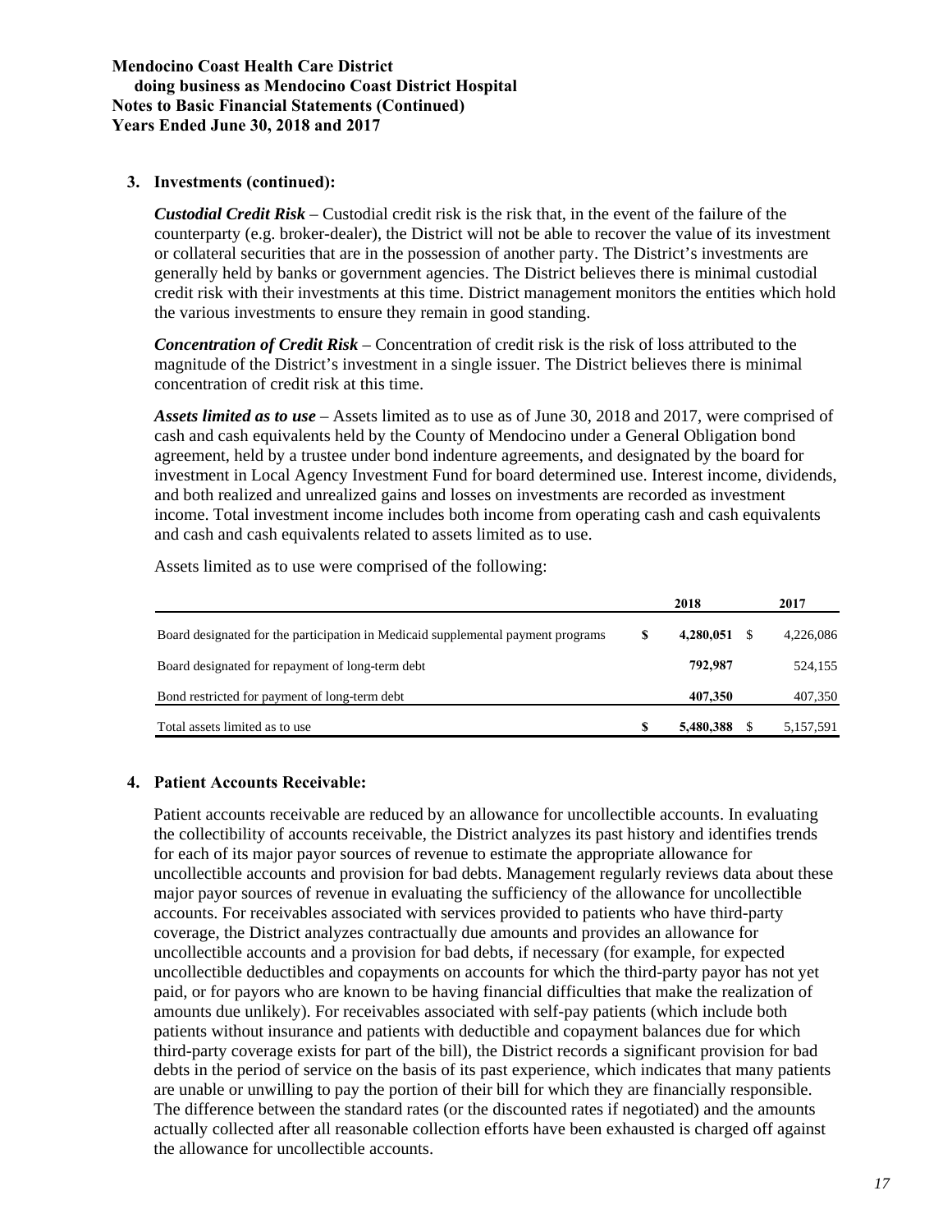### 3. Investments (continued):

***Custodial Credit Risk*** – Custodial credit risk is the risk that, in the event of the failure of the counterparty (e.g. broker-dealer), the District will not be able to recover the value of its investment or collateral securities that are in the possession of another party. The District's investments are generally held by banks or government agencies. The District believes there is minimal custodial credit risk with their investments at this time. District management monitors the entities which hold the various investments to ensure they remain in good standing.

***Concentration of Credit Risk*** – Concentration of credit risk is the risk of loss attributed to the magnitude of the District's investment in a single issuer. The District believes there is minimal concentration of credit risk at this time.

***Assets limited as to use*** – Assets limited as to use as of June 30, 2018 and 2017, were comprised of cash and cash equivalents held by the County of Mendocino under a General Obligation bond agreement, held by a trustee under bond indenture agreements, and designated by the board for investment in Local Agency Investment Fund for board determined use. Interest income, dividends, and both realized and unrealized gains and losses on investments are recorded as investment income. Total investment income includes both income from operating cash and cash equivalents and cash and cash equivalents related to assets limited as to use.

Assets limited as to use were comprised of the following:

| | 2018 | 2017 |
|---|---|---|
| Board designated for the participation in Medicaid supplemental payment programs | $ **4,280,051** | $ 4,226,086 |
| Board designated for repayment of long-term debt | **792,987** | 524,155 |
| Bond restricted for payment of long-term debt | **407,350** | 407,350 |
| Total assets limited as to use | $ **5,480,388** | $ 5,157,591 |

### 4. Patient Accounts Receivable:

Patient accounts receivable are reduced by an allowance for uncollectible accounts. In evaluating the collectibility of accounts receivable, the District analyzes its past history and identifies trends for each of its major payor sources of revenue to estimate the appropriate allowance for uncollectible accounts and provision for bad debts. Management regularly reviews data about these major payor sources of revenue in evaluating the sufficiency of the allowance for uncollectible accounts. For receivables associated with services provided to patients who have third-party coverage, the District analyzes contractually due amounts and provides an allowance for uncollectible accounts and a provision for bad debts, if necessary (for example, for expected uncollectible deductibles and copayments on accounts for which the third-party payor has not yet paid, or for payors who are known to be having financial difficulties that make the realization of amounts due unlikely). For receivables associated with self-pay patients (which include both patients without insurance and patients with deductible and copayment balances due for which third-party coverage exists for part of the bill), the District records a significant provision for bad debts in the period of service on the basis of its past experience, which indicates that many patients are unable or unwilling to pay the portion of their bill for which they are financially responsible. The difference between the standard rates (or the discounted rates if negotiated) and the amounts actually collected after all reasonable collection efforts have been exhausted is charged off against the allowance for uncollectible accounts.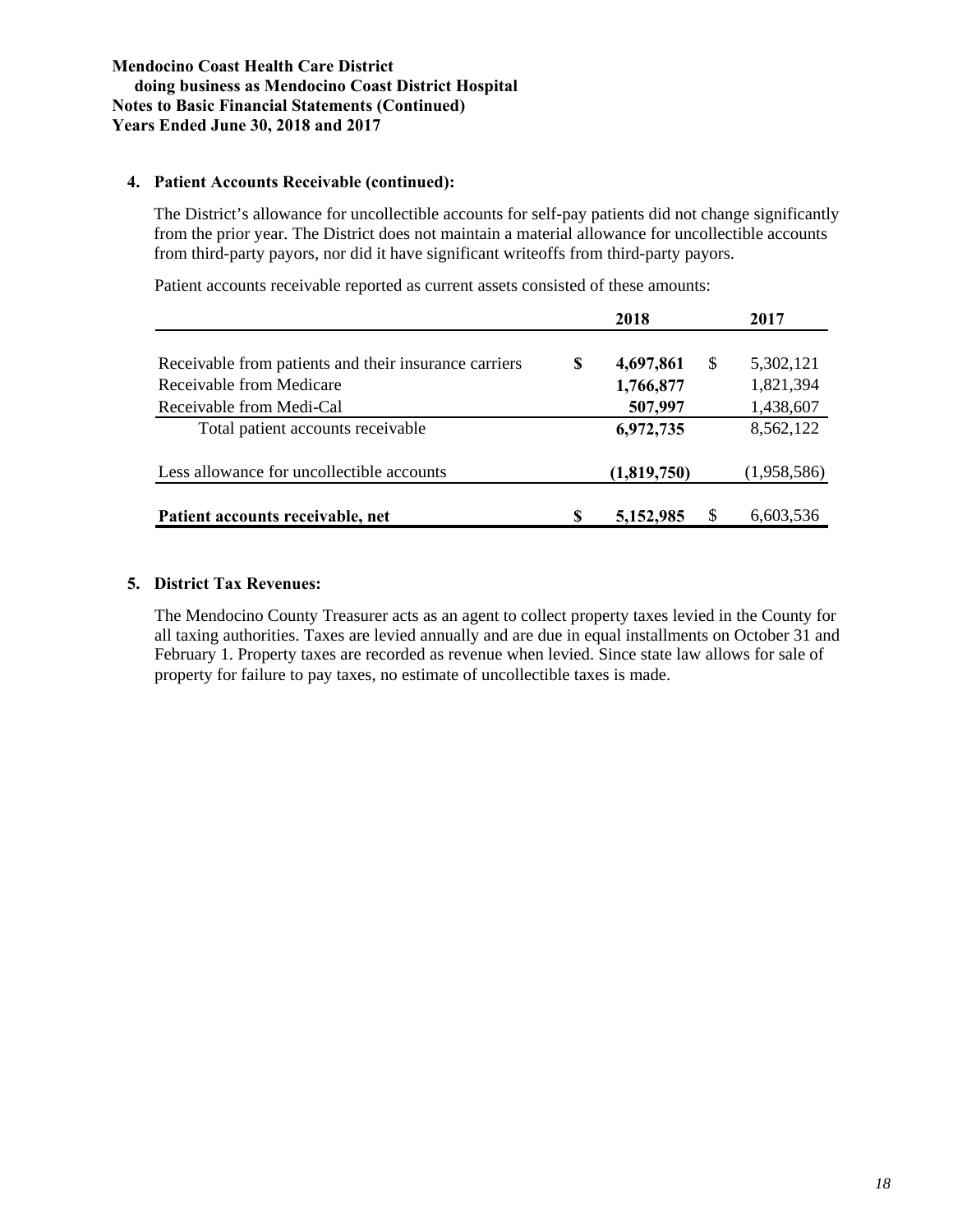### 4. Patient Accounts Receivable (continued):

The District's allowance for uncollectible accounts for self-pay patients did not change significantly from the prior year. The District does not maintain a material allowance for uncollectible accounts from third-party payors, nor did it have significant writeoffs from third-party payors.

Patient accounts receivable reported as current assets consisted of these amounts:

| | 2018 | 2017 |
|---|---|---|
| Receivable from patients and their insurance carriers | **$ 4,697,861** | $ 5,302,121 |
| Receivable from Medicare | **1,766,877** | 1,821,394 |
| Receivable from Medi-Cal | **507,997** | 1,438,607 |
| Total patient accounts receivable | **6,972,735** | 8,562,122 |
| Less allowance for uncollectible accounts | **(1,819,750)** | (1,958,586) |
| **Patient accounts receivable, net** | **$ 5,152,985** | $ 6,603,536 |

### 5. District Tax Revenues:

The Mendocino County Treasurer acts as an agent to collect property taxes levied in the County for all taxing authorities. Taxes are levied annually and are due in equal installments on October 31 and February 1. Property taxes are recorded as revenue when levied. Since state law allows for sale of property for failure to pay taxes, no estimate of uncollectible taxes is made.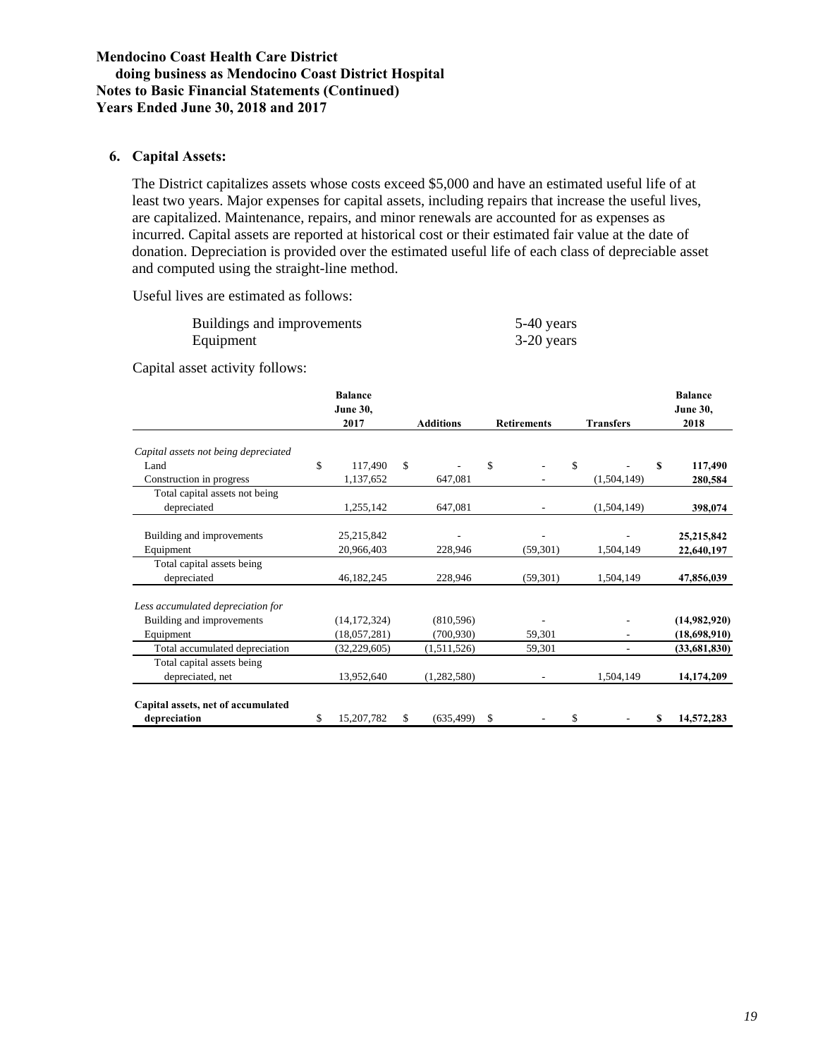**Mendocino Coast Health Care District**
**doing business as Mendocino Coast District Hospital**
**Notes to Basic Financial Statements (Continued)**
**Years Ended June 30, 2018 and 2017**

## 6. Capital Assets:

The District capitalizes assets whose costs exceed $5,000 and have an estimated useful life of at least two years. Major expenses for capital assets, including repairs that increase the useful lives, are capitalized. Maintenance, repairs, and minor renewals are accounted for as expenses as incurred. Capital assets are reported at historical cost or their estimated fair value at the date of donation. Depreciation is provided over the estimated useful life of each class of depreciable asset and computed using the straight-line method.

Useful lives are estimated as follows:

| | |
|---|---|
| Buildings and improvements | 5-40 years |
| Equipment | 3-20 years |

Capital asset activity follows:

| | Balance June 30, 2017 | Additions | Retirements | Transfers | Balance June 30, 2018 |
|---|---|---|---|---|---|
| *Capital assets not being depreciated* | | | | | |
| Land | $ 117,490 | $ - | $ - | $ - | **$ 117,490** |
| Construction in progress | 1,137,652 | 647,081 | - | (1,504,149) | **280,584** |
| Total capital assets not being depreciated | 1,255,142 | 647,081 | - | (1,504,149) | **398,074** |
| Building and improvements | 25,215,842 | - | - | - | **25,215,842** |
| Equipment | 20,966,403 | 228,946 | (59,301) | 1,504,149 | **22,640,197** |
| Total capital assets being depreciated | 46,182,245 | 228,946 | (59,301) | 1,504,149 | **47,856,039** |
| *Less accumulated depreciation for* | | | | | |
| Building and improvements | (14,172,324) | (810,596) | - | - | **(14,982,920)** |
| Equipment | (18,057,281) | (700,930) | 59,301 | - | **(18,698,910)** |
| Total accumulated depreciation | (32,229,605) | (1,511,526) | 59,301 | - | **(33,681,830)** |
| Total capital assets being depreciated, net | 13,952,640 | (1,282,580) | - | 1,504,149 | **14,174,209** |
| **Capital assets, net of accumulated depreciation** | $ 15,207,782 | $ (635,499) | $ - | $ - | **$ 14,572,283** |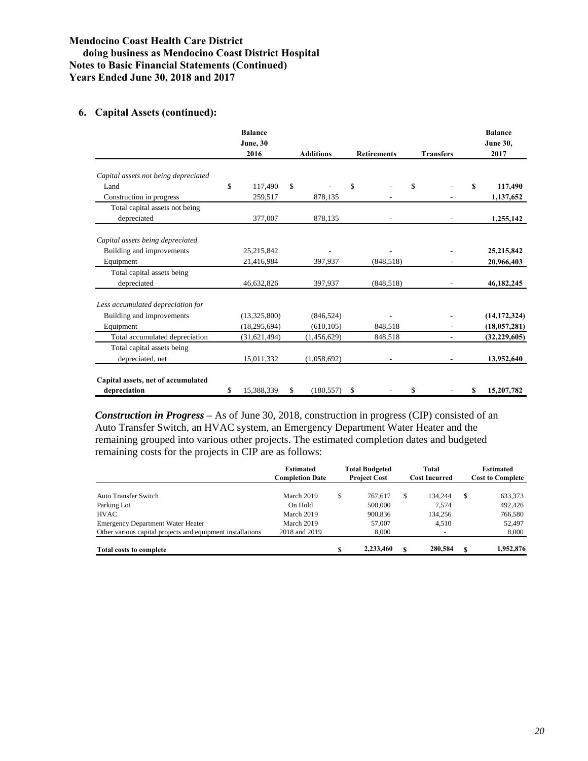**Mendocino Coast Health Care District**
**doing business as Mendocino Coast District Hospital**
**Notes to Basic Financial Statements (Continued)**
**Years Ended June 30, 2018 and 2017**

## 6. Capital Assets (continued):

| | Balance June, 30 2016 | Additions | Retirements | Transfers | Balance June 30, 2017 |
|---|---|---|---|---|---|
| *Capital assets not being depreciated* | | | | | |
| Land | $ 117,490 | $ - | $ - | $ - | **$ 117,490** |
| Construction in progress | 259,517 | 878,135 | - | - | **1,137,652** |
| Total capital assets not being depreciated | 377,007 | 878,135 | - | - | **1,255,142** |
| *Capital assets being depreciated* | | | | | |
| Building and improvements | 25,215,842 | - | - | - | **25,215,842** |
| Equipment | 21,416,984 | 397,937 | (848,518) | - | **20,966,403** |
| Total capital assets being depreciated | 46,632,826 | 397,937 | (848,518) | - | **46,182,245** |
| *Less accumulated depreciation for* | | | | | |
| Building and improvements | (13,325,800) | (846,524) | - | - | **(14,172,324)** |
| Equipment | (18,295,694) | (610,105) | 848,518 | - | **(18,057,281)** |
| Total accumulated depreciation | (31,621,494) | (1,456,629) | 848,518 | - | **(32,229,605)** |
| Total capital assets being depreciated, net | 15,011,332 | (1,058,692) | - | - | **13,952,640** |
| **Capital assets, net of accumulated depreciation** | $ 15,388,339 | $ (180,557) | $ - | $ - | **$ 15,207,782** |

***Construction in Progress*** – As of June 30, 2018, construction in progress (CIP) consisted of an Auto Transfer Switch, an HVAC system, an Emergency Department Water Heater and the remaining grouped into various other projects. The estimated completion dates and budgeted remaining costs for the projects in CIP are as follows:

| | Estimated Completion Date | Total Budgeted Project Cost | Total Cost Incurred | Estimated Cost to Complete |
|---|---|---|---|---|
| Auto Transfer Switch | March 2019 | $ 767,617 | $ 134,244 | $ 633,373 |
| Parking Lot | On Hold | 500,000 | 7,574 | 492,426 |
| HVAC | March 2019 | 900,836 | 134,256 | 766,580 |
| Emergency Department Water Heater | March 2019 | 57,007 | 4,510 | 52,497 |
| Other various capital projects and equipment installations | 2018 and 2019 | 8,000 | - | 8,000 |
| **Total costs to complete** | | **$ 2,233,460** | **$ 280,584** | **$ 1,952,876** |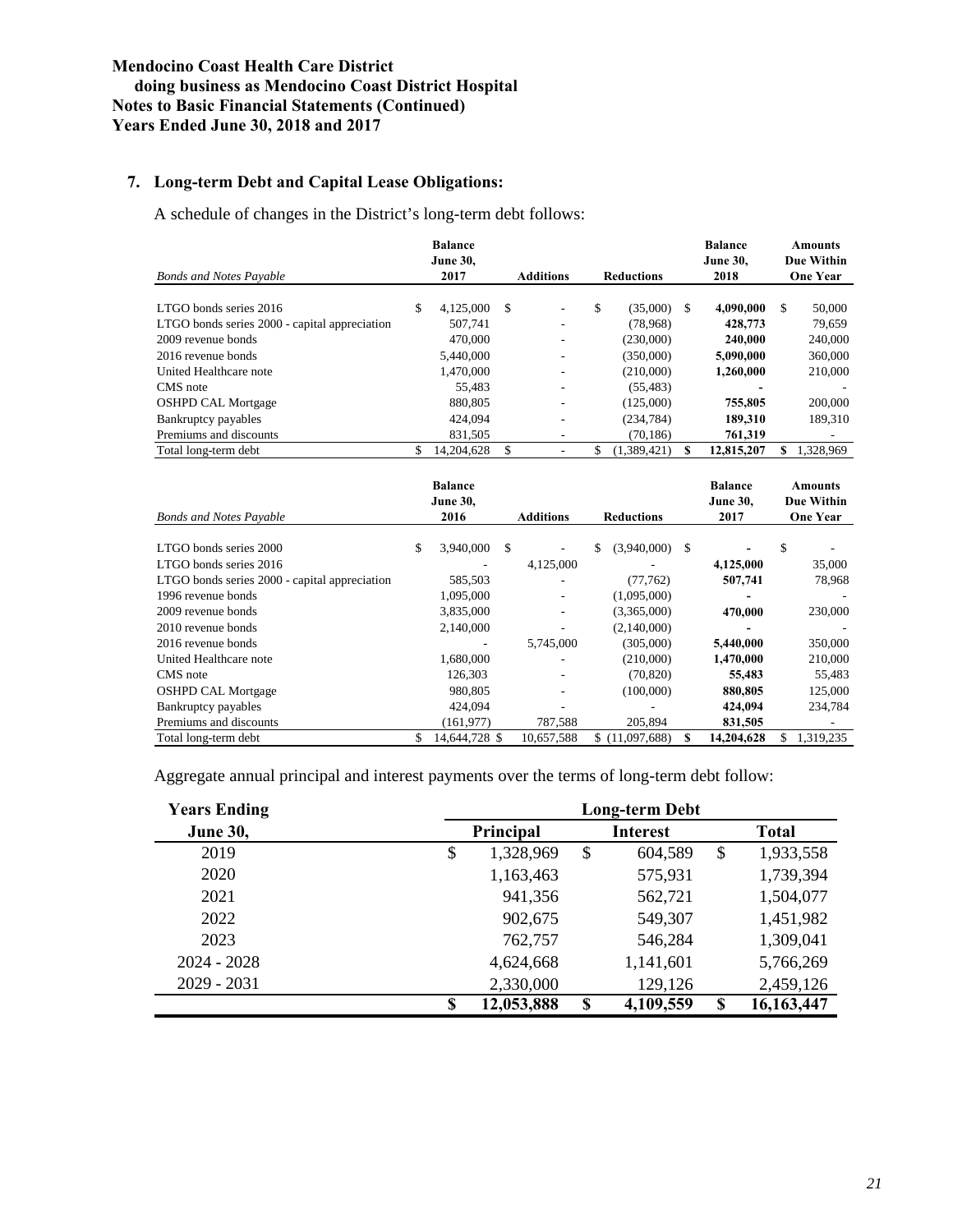**Mendocino Coast Health Care District**
**doing business as Mendocino Coast District Hospital**
**Notes to Basic Financial Statements (Continued)**
**Years Ended June 30, 2018 and 2017**

## 7. Long-term Debt and Capital Lease Obligations:

A schedule of changes in the District's long-term debt follows:

| *Bonds and Notes Payable* | Balance June 30, 2017 | Additions | Reductions | Balance June 30, 2018 | Amounts Due Within One Year |
|---|---|---|---|---|---|
| LTGO bonds series 2016 | $ 4,125,000 | $ - | $ (35,000) | $ **4,090,000** | $ 50,000 |
| LTGO bonds series 2000 - capital appreciation | 507,741 | - | (78,968) | **428,773** | 79,659 |
| 2009 revenue bonds | 470,000 | - | (230,000) | **240,000** | 240,000 |
| 2016 revenue bonds | 5,440,000 | - | (350,000) | **5,090,000** | 360,000 |
| United Healthcare note | 1,470,000 | - | (210,000) | **1,260,000** | 210,000 |
| CMS note | 55,483 | - | (55,483) | **-** | - |
| OSHPD CAL Mortgage | 880,805 | - | (125,000) | **755,805** | 200,000 |
| Bankruptcy payables | 424,094 | - | (234,784) | **189,310** | 189,310 |
| Premiums and discounts | 831,505 | - | (70,186) | **761,319** | - |
| Total long-term debt | $ 14,204,628 | $ - | $ (1,389,421) | **$ 12,815,207** | **$ 1,328,969** |

| *Bonds and Notes Payable* | Balance June 30, 2016 | Additions | Reductions | Balance June 30, 2017 | Amounts Due Within One Year |
|---|---|---|---|---|---|
| LTGO bonds series 2000 | $ 3,940,000 | $ - | $ (3,940,000) | $ **-** | $ - |
| LTGO bonds series 2016 | - | 4,125,000 | - | **4,125,000** | 35,000 |
| LTGO bonds series 2000 - capital appreciation | 585,503 | - | (77,762) | **507,741** | 78,968 |
| 1996 revenue bonds | 1,095,000 | - | (1,095,000) | **-** | - |
| 2009 revenue bonds | 3,835,000 | - | (3,365,000) | **470,000** | 230,000 |
| 2010 revenue bonds | 2,140,000 | - | (2,140,000) | **-** | - |
| 2016 revenue bonds | - | 5,745,000 | (305,000) | **5,440,000** | 350,000 |
| United Healthcare note | 1,680,000 | - | (210,000) | **1,470,000** | 210,000 |
| CMS note | 126,303 | - | (70,820) | **55,483** | 55,483 |
| OSHPD CAL Mortgage | 980,805 | - | (100,000) | **880,805** | 125,000 |
| Bankruptcy payables | 424,094 | - | - | **424,094** | 234,784 |
| Premiums and discounts | (161,977) | 787,588 | 205,894 | **831,505** | - |
| Total long-term debt | $ 14,644,728 | $ 10,657,588 | $ (11,097,688) | **$ 14,204,628** | $ 1,319,235 |

Aggregate annual principal and interest payments over the terms of long-term debt follow:

| Years Ending | Long-term Debt | | |
|---|---|---|---|
| **June 30,** | **Principal** | **Interest** | **Total** |
| 2019 | $ 1,328,969 | $ 604,589 | $ 1,933,558 |
| 2020 | 1,163,463 | 575,931 | 1,739,394 |
| 2021 | 941,356 | 562,721 | 1,504,077 |
| 2022 | 902,675 | 549,307 | 1,451,982 |
| 2023 | 762,757 | 546,284 | 1,309,041 |
| 2024 - 2028 | 4,624,668 | 1,141,601 | 5,766,269 |
| 2029 - 2031 | 2,330,000 | 129,126 | 2,459,126 |
| | **$ 12,053,888** | **$ 4,109,559** | **$ 16,163,447** |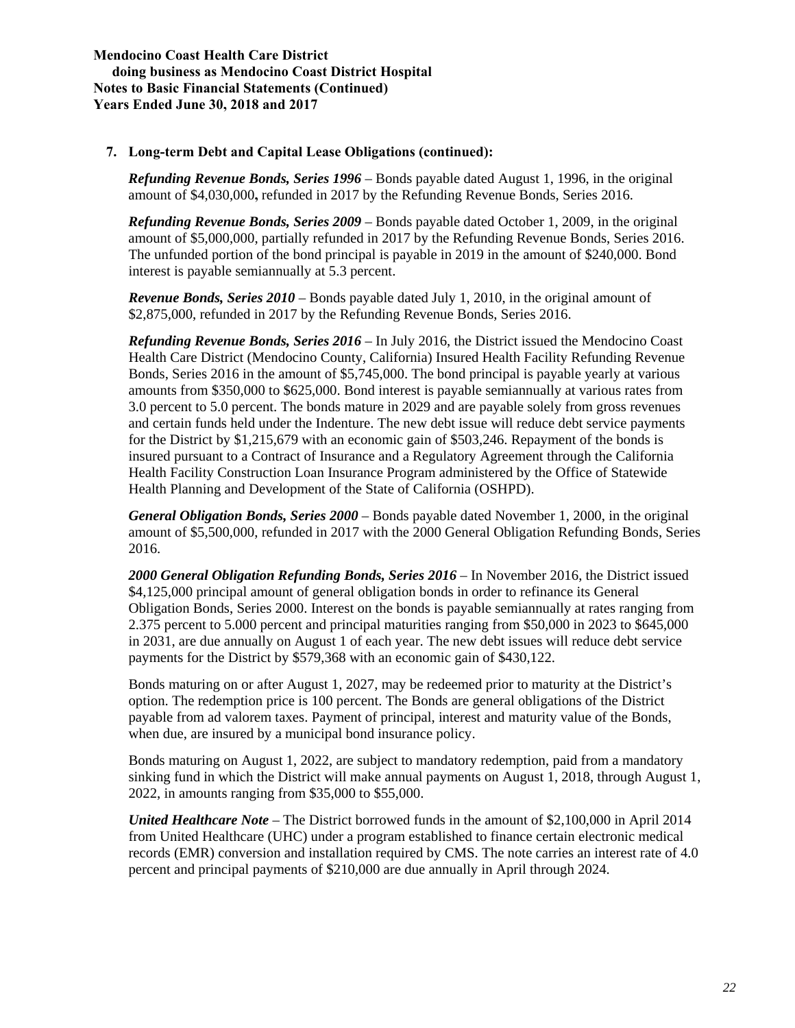**7. Long-term Debt and Capital Lease Obligations (continued):**

***Refunding Revenue Bonds, Series 1996*** – Bonds payable dated August 1, 1996, in the original amount of $4,030,000**,** refunded in 2017 by the Refunding Revenue Bonds, Series 2016.

***Refunding Revenue Bonds, Series 2009*** – Bonds payable dated October 1, 2009, in the original amount of $5,000,000, partially refunded in 2017 by the Refunding Revenue Bonds, Series 2016. The unfunded portion of the bond principal is payable in 2019 in the amount of $240,000. Bond interest is payable semiannually at 5.3 percent.

***Revenue Bonds, Series 2010*** – Bonds payable dated July 1, 2010, in the original amount of $2,875,000, refunded in 2017 by the Refunding Revenue Bonds, Series 2016.

***Refunding Revenue Bonds, Series 2016*** – In July 2016, the District issued the Mendocino Coast Health Care District (Mendocino County, California) Insured Health Facility Refunding Revenue Bonds, Series 2016 in the amount of $5,745,000. The bond principal is payable yearly at various amounts from $350,000 to $625,000. Bond interest is payable semiannually at various rates from 3.0 percent to 5.0 percent. The bonds mature in 2029 and are payable solely from gross revenues and certain funds held under the Indenture. The new debt issue will reduce debt service payments for the District by $1,215,679 with an economic gain of $503,246. Repayment of the bonds is insured pursuant to a Contract of Insurance and a Regulatory Agreement through the California Health Facility Construction Loan Insurance Program administered by the Office of Statewide Health Planning and Development of the State of California (OSHPD).

***General Obligation Bonds, Series 2000*** – Bonds payable dated November 1, 2000, in the original amount of $5,500,000, refunded in 2017 with the 2000 General Obligation Refunding Bonds, Series 2016.

***2000 General Obligation Refunding Bonds, Series 2016*** – In November 2016, the District issued $4,125,000 principal amount of general obligation bonds in order to refinance its General Obligation Bonds, Series 2000. Interest on the bonds is payable semiannually at rates ranging from 2.375 percent to 5.000 percent and principal maturities ranging from $50,000 in 2023 to $645,000 in 2031, are due annually on August 1 of each year. The new debt issues will reduce debt service payments for the District by $579,368 with an economic gain of $430,122.

Bonds maturing on or after August 1, 2027, may be redeemed prior to maturity at the District's option. The redemption price is 100 percent. The Bonds are general obligations of the District payable from ad valorem taxes. Payment of principal, interest and maturity value of the Bonds, when due, are insured by a municipal bond insurance policy.

Bonds maturing on August 1, 2022, are subject to mandatory redemption, paid from a mandatory sinking fund in which the District will make annual payments on August 1, 2018, through August 1, 2022, in amounts ranging from $35,000 to $55,000.

***United Healthcare Note*** – The District borrowed funds in the amount of $2,100,000 in April 2014 from United Healthcare (UHC) under a program established to finance certain electronic medical records (EMR) conversion and installation required by CMS. The note carries an interest rate of 4.0 percent and principal payments of $210,000 are due annually in April through 2024.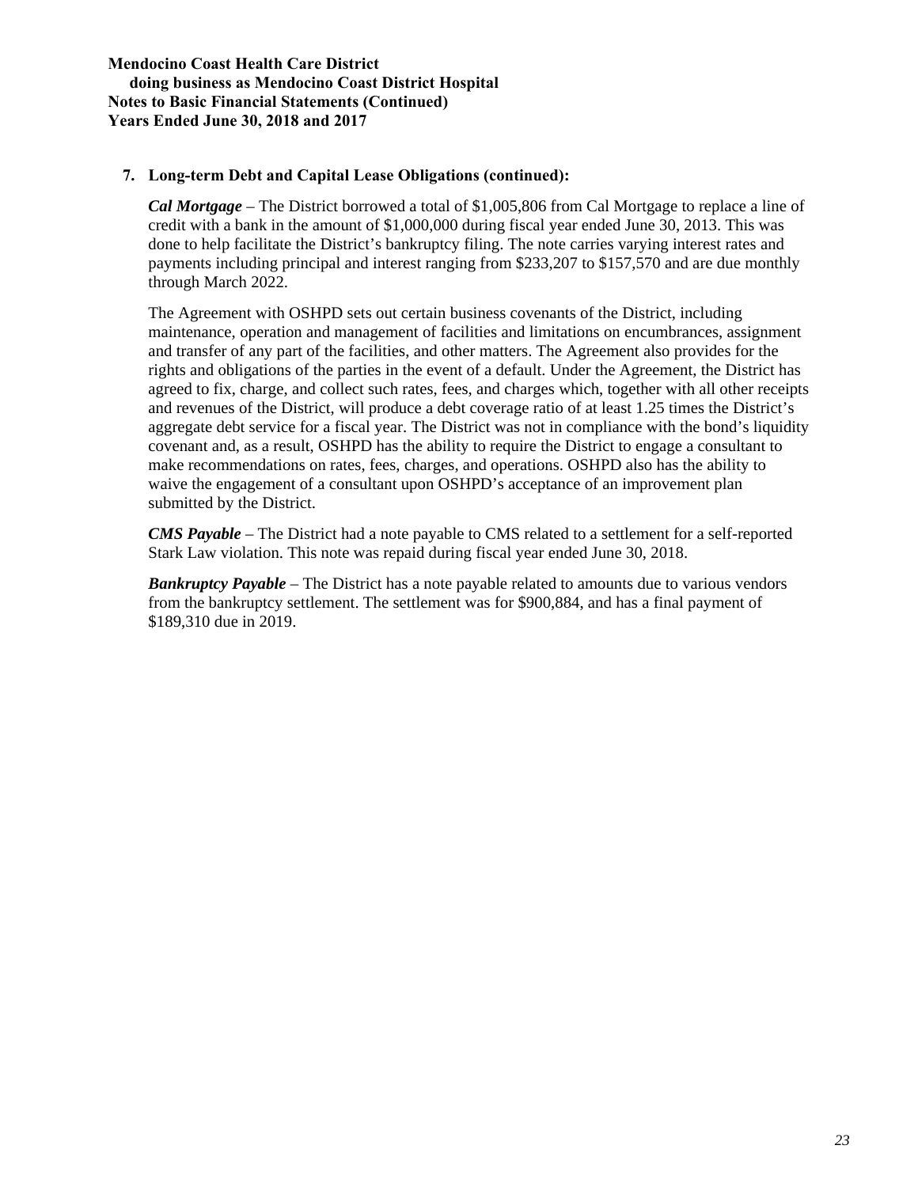### 7. Long-term Debt and Capital Lease Obligations (continued):

***Cal Mortgage*** – The District borrowed a total of $1,005,806 from Cal Mortgage to replace a line of credit with a bank in the amount of $1,000,000 during fiscal year ended June 30, 2013. This was done to help facilitate the District's bankruptcy filing. The note carries varying interest rates and payments including principal and interest ranging from $233,207 to $157,570 and are due monthly through March 2022.

The Agreement with OSHPD sets out certain business covenants of the District, including maintenance, operation and management of facilities and limitations on encumbrances, assignment and transfer of any part of the facilities, and other matters. The Agreement also provides for the rights and obligations of the parties in the event of a default. Under the Agreement, the District has agreed to fix, charge, and collect such rates, fees, and charges which, together with all other receipts and revenues of the District, will produce a debt coverage ratio of at least 1.25 times the District's aggregate debt service for a fiscal year. The District was not in compliance with the bond's liquidity covenant and, as a result, OSHPD has the ability to require the District to engage a consultant to make recommendations on rates, fees, charges, and operations. OSHPD also has the ability to waive the engagement of a consultant upon OSHPD's acceptance of an improvement plan submitted by the District.

***CMS Payable*** – The District had a note payable to CMS related to a settlement for a self-reported Stark Law violation. This note was repaid during fiscal year ended June 30, 2018.

***Bankruptcy Payable*** – The District has a note payable related to amounts due to various vendors from the bankruptcy settlement. The settlement was for $900,884, and has a final payment of $189,310 due in 2019.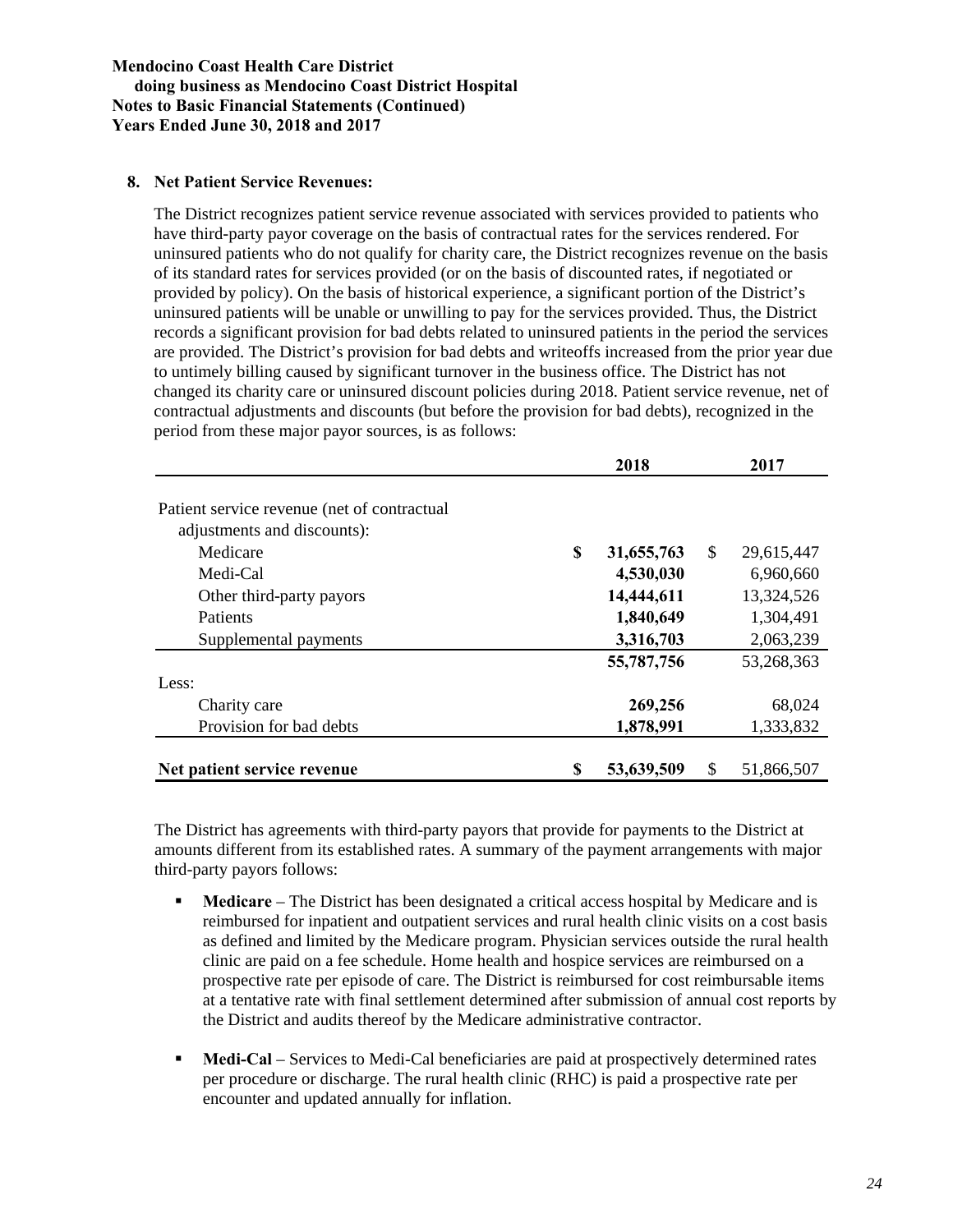**Mendocino Coast Health Care District**
**doing business as Mendocino Coast District Hospital**
**Notes to Basic Financial Statements (Continued)**
**Years Ended June 30, 2018 and 2017**

## 8. Net Patient Service Revenues:

The District recognizes patient service revenue associated with services provided to patients who have third-party payor coverage on the basis of contractual rates for the services rendered. For uninsured patients who do not qualify for charity care, the District recognizes revenue on the basis of its standard rates for services provided (or on the basis of discounted rates, if negotiated or provided by policy). On the basis of historical experience, a significant portion of the District's uninsured patients will be unable or unwilling to pay for the services provided. Thus, the District records a significant provision for bad debts related to uninsured patients in the period the services are provided. The District's provision for bad debts and writeoffs increased from the prior year due to untimely billing caused by significant turnover in the business office. The District has not changed its charity care or uninsured discount policies during 2018. Patient service revenue, net of contractual adjustments and discounts (but before the provision for bad debts), recognized in the period from these major payor sources, is as follows:

| | 2018 | 2017 |
|---|---|---|
| Patient service revenue (net of contractual adjustments and discounts): | | |
| Medicare | $ 31,655,763 | $ 29,615,447 |
| Medi-Cal | 4,530,030 | 6,960,660 |
| Other third-party payors | 14,444,611 | 13,324,526 |
| Patients | 1,840,649 | 1,304,491 |
| Supplemental payments | 3,316,703 | 2,063,239 |
| | 55,787,756 | 53,268,363 |
| Less: | | |
| Charity care | 269,256 | 68,024 |
| Provision for bad debts | 1,878,991 | 1,333,832 |
| **Net patient service revenue** | **$ 53,639,509** | **$ 51,866,507** |

The District has agreements with third-party payors that provide for payments to the District at amounts different from its established rates. A summary of the payment arrangements with major third-party payors follows:

- **Medicare** – The District has been designated a critical access hospital by Medicare and is reimbursed for inpatient and outpatient services and rural health clinic visits on a cost basis as defined and limited by the Medicare program. Physician services outside the rural health clinic are paid on a fee schedule. Home health and hospice services are reimbursed on a prospective rate per episode of care. The District is reimbursed for cost reimbursable items at a tentative rate with final settlement determined after submission of annual cost reports by the District and audits thereof by the Medicare administrative contractor.

- **Medi-Cal** – Services to Medi-Cal beneficiaries are paid at prospectively determined rates per procedure or discharge. The rural health clinic (RHC) is paid a prospective rate per encounter and updated annually for inflation.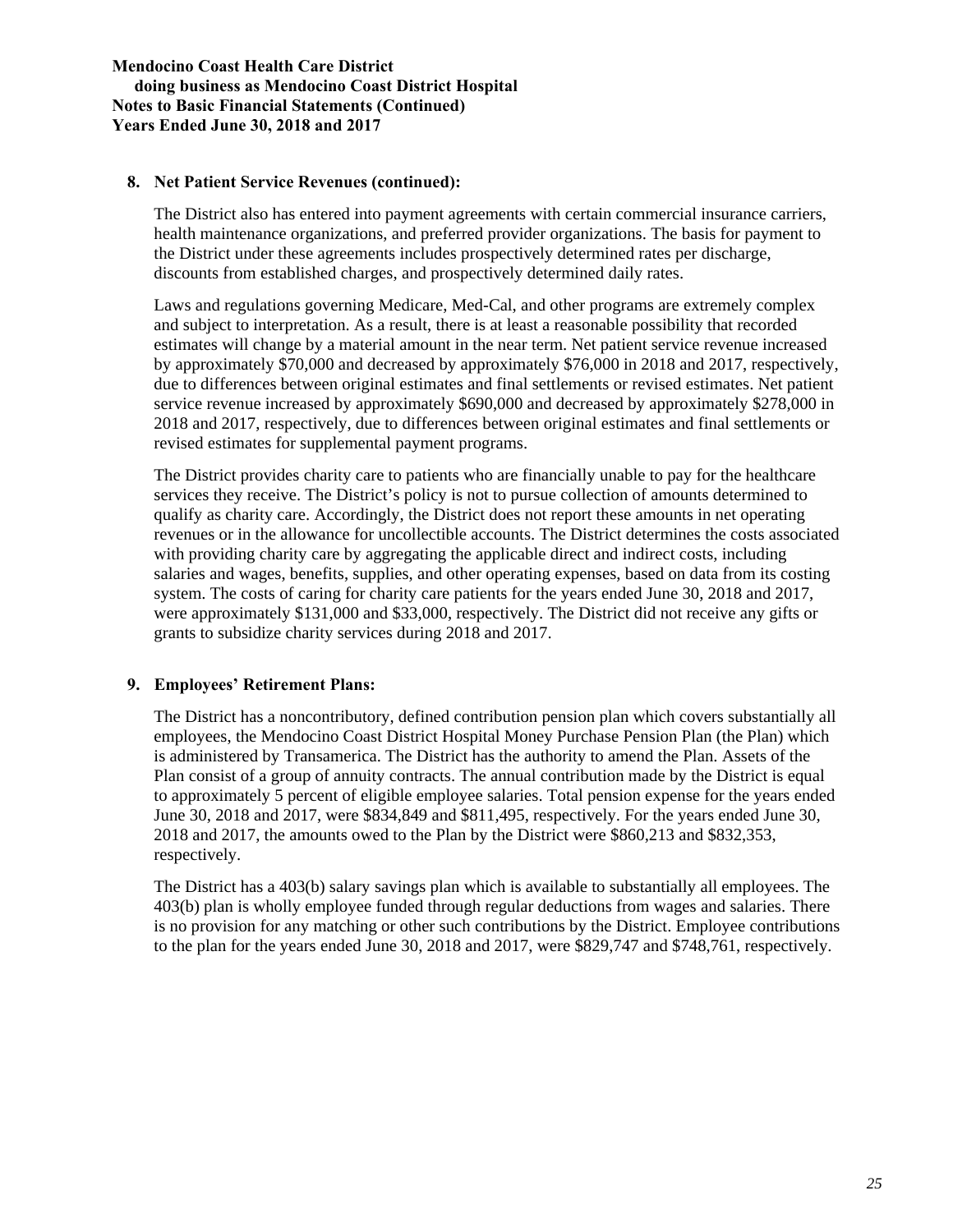## 8. Net Patient Service Revenues (continued):

The District also has entered into payment agreements with certain commercial insurance carriers, health maintenance organizations, and preferred provider organizations. The basis for payment to the District under these agreements includes prospectively determined rates per discharge, discounts from established charges, and prospectively determined daily rates.

Laws and regulations governing Medicare, Med-Cal, and other programs are extremely complex and subject to interpretation. As a result, there is at least a reasonable possibility that recorded estimates will change by a material amount in the near term. Net patient service revenue increased by approximately $70,000 and decreased by approximately $76,000 in 2018 and 2017, respectively, due to differences between original estimates and final settlements or revised estimates. Net patient service revenue increased by approximately $690,000 and decreased by approximately $278,000 in 2018 and 2017, respectively, due to differences between original estimates and final settlements or revised estimates for supplemental payment programs.

The District provides charity care to patients who are financially unable to pay for the healthcare services they receive. The District's policy is not to pursue collection of amounts determined to qualify as charity care. Accordingly, the District does not report these amounts in net operating revenues or in the allowance for uncollectible accounts. The District determines the costs associated with providing charity care by aggregating the applicable direct and indirect costs, including salaries and wages, benefits, supplies, and other operating expenses, based on data from its costing system. The costs of caring for charity care patients for the years ended June 30, 2018 and 2017, were approximately $131,000 and $33,000, respectively. The District did not receive any gifts or grants to subsidize charity services during 2018 and 2017.

## 9. Employees' Retirement Plans:

The District has a noncontributory, defined contribution pension plan which covers substantially all employees, the Mendocino Coast District Hospital Money Purchase Pension Plan (the Plan) which is administered by Transamerica. The District has the authority to amend the Plan. Assets of the Plan consist of a group of annuity contracts. The annual contribution made by the District is equal to approximately 5 percent of eligible employee salaries. Total pension expense for the years ended June 30, 2018 and 2017, were $834,849 and $811,495, respectively. For the years ended June 30, 2018 and 2017, the amounts owed to the Plan by the District were $860,213 and $832,353, respectively.

The District has a 403(b) salary savings plan which is available to substantially all employees. The 403(b) plan is wholly employee funded through regular deductions from wages and salaries. There is no provision for any matching or other such contributions by the District. Employee contributions to the plan for the years ended June 30, 2018 and 2017, were $829,747 and $748,761, respectively.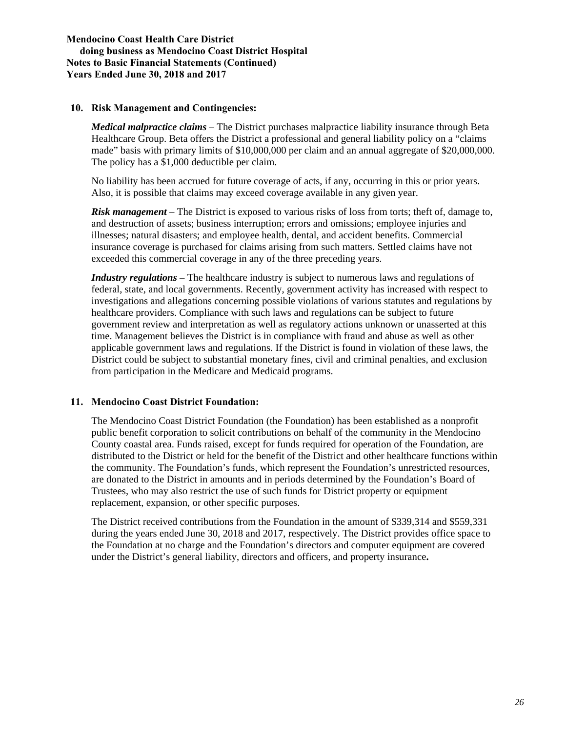## 10. Risk Management and Contingencies:

***Medical malpractice claims*** – The District purchases malpractice liability insurance through Beta Healthcare Group. Beta offers the District a professional and general liability policy on a "claims made" basis with primary limits of $10,000,000 per claim and an annual aggregate of $20,000,000. The policy has a $1,000 deductible per claim.

No liability has been accrued for future coverage of acts, if any, occurring in this or prior years. Also, it is possible that claims may exceed coverage available in any given year.

***Risk management*** – The District is exposed to various risks of loss from torts; theft of, damage to, and destruction of assets; business interruption; errors and omissions; employee injuries and illnesses; natural disasters; and employee health, dental, and accident benefits. Commercial insurance coverage is purchased for claims arising from such matters. Settled claims have not exceeded this commercial coverage in any of the three preceding years.

***Industry regulations*** – The healthcare industry is subject to numerous laws and regulations of federal, state, and local governments. Recently, government activity has increased with respect to investigations and allegations concerning possible violations of various statutes and regulations by healthcare providers. Compliance with such laws and regulations can be subject to future government review and interpretation as well as regulatory actions unknown or unasserted at this time. Management believes the District is in compliance with fraud and abuse as well as other applicable government laws and regulations. If the District is found in violation of these laws, the District could be subject to substantial monetary fines, civil and criminal penalties, and exclusion from participation in the Medicare and Medicaid programs.

## 11. Mendocino Coast District Foundation:

The Mendocino Coast District Foundation (the Foundation) has been established as a nonprofit public benefit corporation to solicit contributions on behalf of the community in the Mendocino County coastal area. Funds raised, except for funds required for operation of the Foundation, are distributed to the District or held for the benefit of the District and other healthcare functions within the community. The Foundation's funds, which represent the Foundation's unrestricted resources, are donated to the District in amounts and in periods determined by the Foundation's Board of Trustees, who may also restrict the use of such funds for District property or equipment replacement, expansion, or other specific purposes.

The District received contributions from the Foundation in the amount of $339,314 and $559,331 during the years ended June 30, 2018 and 2017, respectively. The District provides office space to the Foundation at no charge and the Foundation's directors and computer equipment are covered under the District's general liability, directors and officers, and property insurance.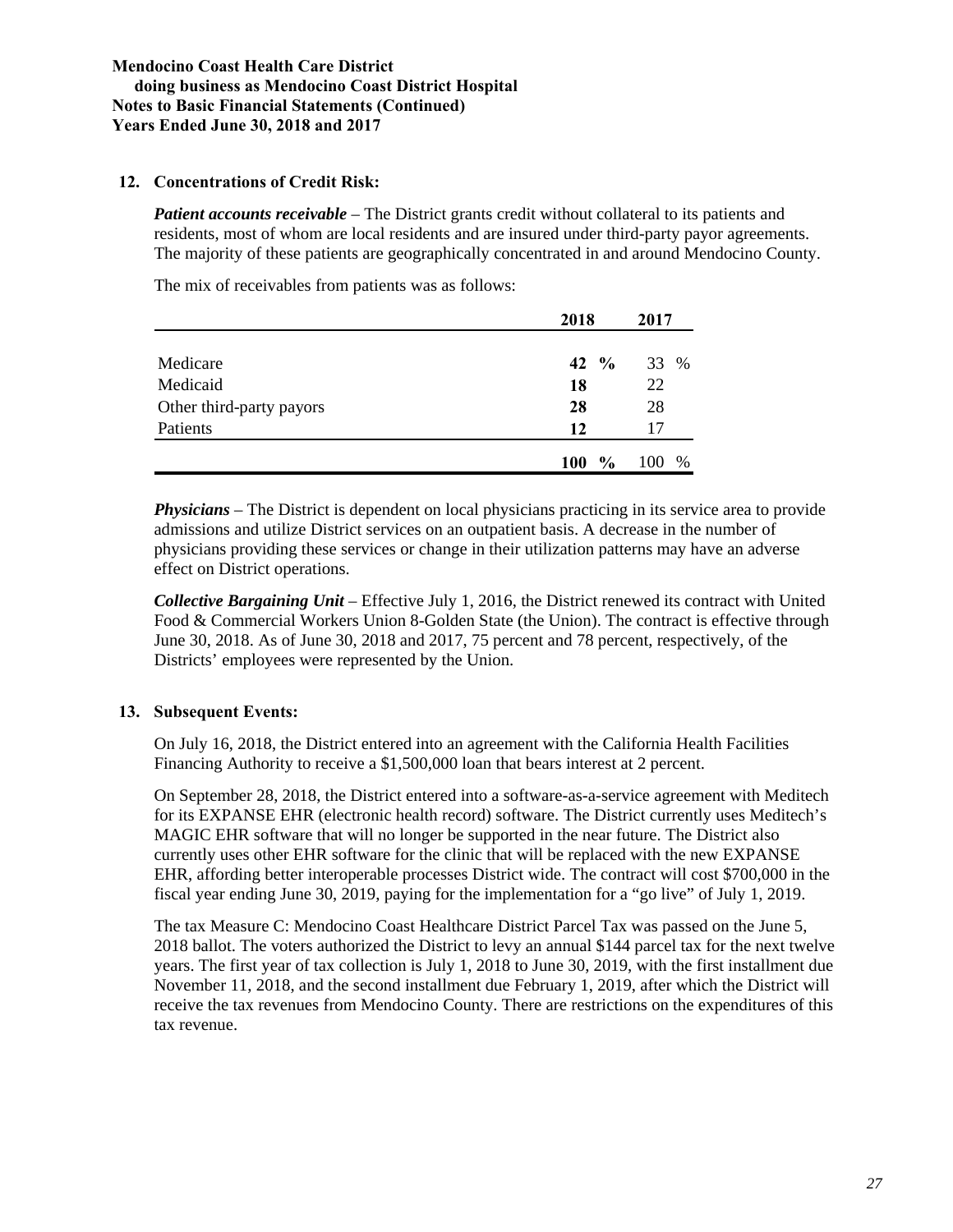**Mendocino Coast Health Care District**
**doing business as Mendocino Coast District Hospital**
**Notes to Basic Financial Statements (Continued)**
**Years Ended June 30, 2018 and 2017**

## 12. Concentrations of Credit Risk:

***Patient accounts receivable*** – The District grants credit without collateral to its patients and residents, most of whom are local residents and are insured under third-party payor agreements. The majority of these patients are geographically concentrated in and around Mendocino County.

The mix of receivables from patients was as follows:

| | 2018 | 2017 |
|---|---|---|
| Medicare | **42 %** | 33 % |
| Medicaid | **18** | 22 |
| Other third-party payors | **28** | 28 |
| Patients | **12** | 17 |
| | **100 %** | 100 % |

***Physicians*** – The District is dependent on local physicians practicing in its service area to provide admissions and utilize District services on an outpatient basis. A decrease in the number of physicians providing these services or change in their utilization patterns may have an adverse effect on District operations.

***Collective Bargaining Unit*** – Effective July 1, 2016, the District renewed its contract with United Food & Commercial Workers Union 8-Golden State (the Union). The contract is effective through June 30, 2018. As of June 30, 2018 and 2017, 75 percent and 78 percent, respectively, of the Districts' employees were represented by the Union.

## 13. Subsequent Events:

On July 16, 2018, the District entered into an agreement with the California Health Facilities Financing Authority to receive a $1,500,000 loan that bears interest at 2 percent.

On September 28, 2018, the District entered into a software-as-a-service agreement with Meditech for its EXPANSE EHR (electronic health record) software. The District currently uses Meditech's MAGIC EHR software that will no longer be supported in the near future. The District also currently uses other EHR software for the clinic that will be replaced with the new EXPANSE EHR, affording better interoperable processes District wide. The contract will cost $700,000 in the fiscal year ending June 30, 2019, paying for the implementation for a "go live" of July 1, 2019.

The tax Measure C: Mendocino Coast Healthcare District Parcel Tax was passed on the June 5, 2018 ballot. The voters authorized the District to levy an annual $144 parcel tax for the next twelve years. The first year of tax collection is July 1, 2018 to June 30, 2019, with the first installment due November 11, 2018, and the second installment due February 1, 2019, after which the District will receive the tax revenues from Mendocino County. There are restrictions on the expenditures of this tax revenue.